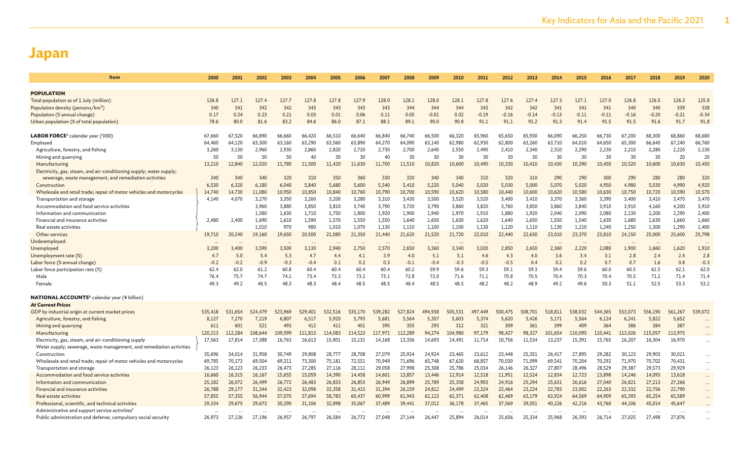# Japan

| Item | 2000 | 2001 | 2002 | 2003 | 2004 | 2005 | 2006 | 2007 | 2008 | 2009 | 2010 | 2011 | 2012 | 2013 | 2014 | 2015 | 2016 | 2017 | 2018 | 2019 | 2020 |
|---|---|---|---|---|---|---|---|---|---|---|---|---|---|---|---|---|---|---|---|---|---|
| **POPULATION** | | | | | | | | | | | | | | | | | | | | | |
| Total population as of 1 July (million) | 126.8 | 127.1 | 127.4 | 127.7 | 127.8 | 127.8 | 127.9 | 128.0 | 128.1 | 128.0 | 128.1 | 127.8 | 127.6 | 127.4 | 127.3 | 127.1 | 127.0 | 126.8 | 126.5 | 126.3 | 125.8 |
| Population density (persons/km$^2$) | 340 | 341 | 342 | 342 | 343 | 343 | 343 | 343 | 344 | 344 | 344 | 343 | 342 | 342 | 341 | 341 | 341 | 340 | 340 | 339 | 338 |
| Population (% annual change) | 0.17 | 0.24 | 0.23 | 0.21 | 0.03 | 0.01 | 0.06 | 0.11 | 0.05 | -0.01 | 0.02 | -0.19 | -0.16 | -0.14 | -0.13 | -0.11 | -0.11 | -0.16 | -0.20 | -0.21 | -0.34 |
| Urban population (% of total population) | 78.6 | 80.0 | 81.6 | 83.2 | 84.6 | 86.0 | 87.1 | 88.1 | 89.1 | 90.0 | 90.8 | 91.1 | 91.1 | 91.2 | 91.3 | 91.4 | 91.5 | 91.5 | 91.6 | 91.7 | 91.8 |
| **LABOR FORCE**[a] calendar year ('000) | 67,660 | 67,520 | 66,890 | 66,660 | 66,420 | 66,510 | 66,640 | 66,840 | 66,740 | 66,500 | 66,320 | 65,960 | 65,650 | 65,930 | 66,090 | 66,250 | 66,730 | 67,200 | 68,300 | 68,860 | 68,680 |
| Employed | 64,460 | 64,120 | 63,300 | 63,160 | 63,290 | 63,560 | 63,890 | 64,270 | 64,090 | 63,140 | 62,980 | 62,930 | 62,800 | 63,260 | 63,710 | 64,010 | 64,650 | 65,300 | 66,640 | 67,240 | 66,760 |
| Agriculture, forestry, and fishing | 3,260 | 3,130 | 2,960 | 2,930 | 2,860 | 2,820 | 2,720 | 2,730 | 2,700 | 2,640 | 2,550 | 2,490 | 2,410 | 2,340 | 2,310 | 2,290 | 2,230 | 2,210 | 2,280 | 2,220 | 2,130 |
| Mining and quarrying | 50 | 50 | 50 | 50 | 40 | 30 | 30 | 40 | 30 | 30 | 30 | 30 | 30 | 30 | 30 | 30 | 30 | 30 | 30 | 20 | 20 |
| Manufacturing | 13,210 | 12,840 | 12,020 | 11,780 | 11,500 | 11,420 | 11,630 | 11,700 | 11,510 | 10,820 | 10,600 | 10,490 | 10,330 | 10,410 | 10,430 | 10,390 | 10,450 | 10,520 | 10,600 | 10,630 | 10,450 |
| Electricity, gas, steam, and air-conditioning supply; water supply; sewerage, waste management, and remediation activities | 340 | 340 | 340 | 320 | 310 | 350 | 360 | 330 | 320 | 340 | 340 | 310 | 320 | 310 | 290 | 290 | 300 | 290 | 280 | 280 | 320 |
| Construction | 6,530 | 6,320 | 6,180 | 6,040 | 5,840 | 5,680 | 5,600 | 5,540 | 5,410 | 5,220 | 5,040 | 5,020 | 5,030 | 5,000 | 5,070 | 5,020 | 4,950 | 4,980 | 5,030 | 4,990 | 4,920 |
| Wholesale and retail trade; repair of motor vehicles and motorcycles | 14,740 | 14,730 | 11,080 | 10,950 | 10,850 | 10,840 | 10,760 | 10,790 | 10,700 | 10,590 | 10,620 | 10,580 | 10,440 | 10,600 | 10,620 | 10,580 | 10,630 | 10,750 | 10,720 | 10,590 | 10,570 |
| Transportation and storage | 4,140 | 4,070 | 3,270 | 3,350 | 3,260 | 3,200 | 3,280 | 3,310 | 3,430 | 3,500 | 3,520 | 3,520 | 3,400 | 3,410 | 3,370 | 3,360 | 3,390 | 3,400 | 3,410 | 3,470 | 3,470 |
| Accommodation and food service activities | | | 3,960 | 3,880 | 3,850 | 3,810 | 3,740 | 3,790 | 3,720 | 3,790 | 3,860 | 3,820 | 3,760 | 3,850 | 3,860 | 3,840 | 3,910 | 3,910 | 4,160 | 4,200 | 3,910 |
| Information and communication | | | 1,580 | 1,630 | 1,710 | 1,750 | 1,800 | 1,920 | 1,900 | 1,940 | 1,970 | 1,910 | 1,880 | 1,920 | 2,040 | 2,090 | 2,080 | 2,130 | 2,200 | 2,290 | 2,400 |
| Financial and insurance activities | 2,480 | 2,400 | 1,690 | 1,610 | 1,590 | 1,570 | 1,550 | 1,550 | 1,640 | 1,650 | 1,630 | 1,620 | 1,640 | 1,650 | 1,550 | 1,540 | 1,630 | 1,680 | 1,630 | 1,660 | 1,660 |
| Real estate activities | | | 1,010 | 970 | 980 | 1,010 | 1,070 | 1,130 | 1,110 | 1,100 | 1,100 | 1,130 | 1,120 | 1,110 | 1,130 | 1,210 | 1,240 | 1,250 | 1,300 | 1,290 | 1,400 |
| Other services | 19,710 | 20,240 | 19,160 | 19,650 | 20,500 | 21,080 | 21,350 | 21,440 | 21,620 | 21,520 | 21,720 | 22,010 | 22,440 | 22,630 | 23,010 | 23,370 | 23,810 | 24,150 | 25,000 | 25,600 | 25,798 |
| Underemployed | ... | ... | ... | ... | ... | ... | ... | ... | ... | ... | ... | ... | ... | ... | ... | ... | ... | ... | ... | ... | ... |
| Unemployed | 3,200 | 3,400 | 3,590 | 3,500 | 3,130 | 2,940 | 2,750 | 2,570 | 2,650 | 3,360 | 3,340 | 3,020 | 2,850 | 2,650 | 2,360 | 2,220 | 2,080 | 1,900 | 1,660 | 1,620 | 1,910 |
| Unemployment rate (%) | 4.7 | 5.0 | 5.4 | 5.3 | 4.7 | 4.4 | 4.1 | 3.9 | 4.0 | 5.1 | 5.1 | 4.6 | 4.3 | 4.0 | 3.6 | 3.4 | 3.1 | 2.8 | 2.4 | 2.4 | 2.8 |
| Labor force (% annual change) | -0.2 | -0.2 | -0.9 | -0.3 | -0.4 | 0.1 | 0.2 | 0.3 | -0.1 | -0.4 | -0.3 | -0.5 | -0.5 | 0.4 | 0.2 | 0.2 | 0.7 | 0.7 | 1.6 | 0.8 | -0.3 |
| Labor force participation rate (%) | 62.4 | 62.0 | 61.2 | 60.8 | 60.4 | 60.4 | 60.4 | 60.4 | 60.2 | 59.9 | 59.6 | 59.3 | 59.1 | 59.3 | 59.4 | 59.6 | 60.0 | 60.5 | 61.5 | 62.1 | 62.0 |
| Male | 76.4 | 75.7 | 74.7 | 74.1 | 73.4 | 73.3 | 73.2 | 73.1 | 72.8 | 72.0 | 71.6 | 71.1 | 70.8 | 70.5 | 70.4 | 70.3 | 70.4 | 70.5 | 71.2 | 71.4 | 71.4 |
| Female | 49.3 | 49.2 | 48.5 | 48.3 | 48.3 | 48.4 | 48.5 | 48.5 | 48.4 | 48.5 | 48.5 | 48.2 | 48.2 | 48.9 | 49.2 | 49.6 | 50.3 | 51.1 | 52.5 | 53.3 | 53.2 |
| **NATIONAL ACCOUNTS**[b] calendar year (¥ billion) | | | | | | | | | | | | | | | | | | | | | |
| ***At Current Prices*** | | | | | | | | | | | | | | | | | | | | | |
| GDP by industrial origin at current market prices | 535,418 | 531,654 | 524,479 | 523,969 | 529,401 | 532,516 | 535,170 | 539,282 | 527,824 | 494,938 | 505,531 | 497,449 | 500,475 | 508,701 | 518,811 | 538,032 | 544,365 | 553,073 | 556,190 | 561,267 | 539,072 |
| Agriculture, forestry, and fishing | 8,127 | 7,270 | 7,219 | 6,807 | 6,517 | 5,920 | 5,793 | 5,681 | 5,564 | 5,357 | 5,603 | 5,374 | 5,620 | 5,426 | 5,171 | 5,564 | 6,124 | 6,241 | 5,822 | 5,652 | ... |
| Mining and quarrying | 611 | 601 | 521 | 493 | 412 | 411 | 401 | 395 | 355 | 293 | 312 | 321 | 309 | 361 | 399 | 409 | 364 | 386 | 384 | 387 | ... |
| Manufacturing | 120,213 | 112,284 | 108,644 | 109,599 | 111,813 | 114,083 | 114,523 | 117,971 | 112,289 | 94,274 | 104,980 | 97,179 | 98,427 | 98,327 | 101,654 | 110,095 | 110,441 | 113,026 | 115,057 | 113,975 | ... |
| Electricity, gas, steam, and air-conditioning supply<br>Water supply; sewerage, waste management, and remediation activities | 17,563 | 17,814 | 17,388 | 16,763 | 16,613 | 15,801 | 15,131 | 14,168 | 13,356 | 14,693 | 14,491 | 11,714 | 10,756 | 11,534 | 13,237 | 15,391 | 15,765 | 16,207 | 16,304 | 16,970 | ... |
| Construction | 35,696 | 34,014 | 31,958 | 30,749 | 29,808 | 28,777 | 28,708 | 27,079 | 25,924 | 24,924 | 23,465 | 23,612 | 23,448 | 25,351 | 26,417 | 27,895 | 29,282 | 30,123 | 29,903 | 30,021 | ... |
| Wholesale and retail trade; repair of motor vehicles and motorcycles | 69,785 | 70,173 | 69,504 | 69,311 | 73,300 | 75,181 | 72,551 | 70,949 | 71,696 | 65,748 | 67,620 | 68,857 | 70,030 | 71,099 | 69,541 | 70,204 | 70,292 | 71,970 | 70,702 | 70,431 | ... |
| Transportation and storage | 26,123 | 26,123 | 26,233 | 26,473 | 27,285 | 27,116 | 28,111 | 29,058 | 27,998 | 25,308 | 25,786 | 25,034 | 26,146 | 26,327 | 27,807 | 28,496 | 28,529 | 29,387 | 29,573 | 29,929 | ... |
| Accommodation and food service activities | 16,660 | 16,315 | 16,167 | 15,655 | 15,059 | 14,390 | 14,458 | 14,601 | 13,857 | 13,446 | 12,914 | 12,518 | 11,951 | 12,524 | 12,834 | 12,723 | 13,898 | 14,246 | 14,093 | 13,618 | ... |
| Information and communication | 25,182 | 26,072 | 26,499 | 26,772 | 26,483 | 26,833 | 26,853 | 26,949 | 26,899 | 25,789 | 25,358 | 24,903 | 24,916 | 25,294 | 25,631 | 26,616 | 27,040 | 26,821 | 27,213 | 27,266 | ... |
| Financial and insurance activities | 26,788 | 29,177 | 31,344 | 32,423 | 32,098 | 32,358 | 31,415 | 31,394 | 26,159 | 24,812 | 24,499 | 23,324 | 22,464 | 23,224 | 22,783 | 23,002 | 22,263 | 22,332 | 22,756 | 22,790 | ... |
| Real estate activities | 57,855 | 57,355 | 56,944 | 57,070 | 57,694 | 58,783 | 60,437 | 60,999 | 61,943 | 62,123 | 62,371 | 62,408 | 62,469 | 63,179 | 63,924 | 64,569 | 64,909 | 65,393 | 65,254 | 65,589 | ... |
| Professional, scientific, and technical activities | 29,334 | 29,675 | 29,673 | 30,290 | 31,106 | 32,898 | 35,067 | 37,489 | 39,441 | 37,012 | 36,178 | 37,465 | 37,569 | 39,051 | 40,226 | 42,216 | 43,760 | 44,106 | 45,014 | 45,647 | ... |
| Administrative and support service activities[c] | ... | ... | ... | ... | ... | ... | ... | ... | ... | ... | ... | ... | ... | ... | ... | ... | ... | ... | ... | ... | ... |
| Public administration and defense; compulsory social security | 26,973 | 27,136 | 27,196 | 26,957 | 26,797 | 26,584 | 26,772 | 27,048 | 27,144 | 26,447 | 25,894 | 26,014 | 25,656 | 25,334 | 25,968 | 26,393 | 26,714 | 27,025 | 27,498 | 27,876 | ... |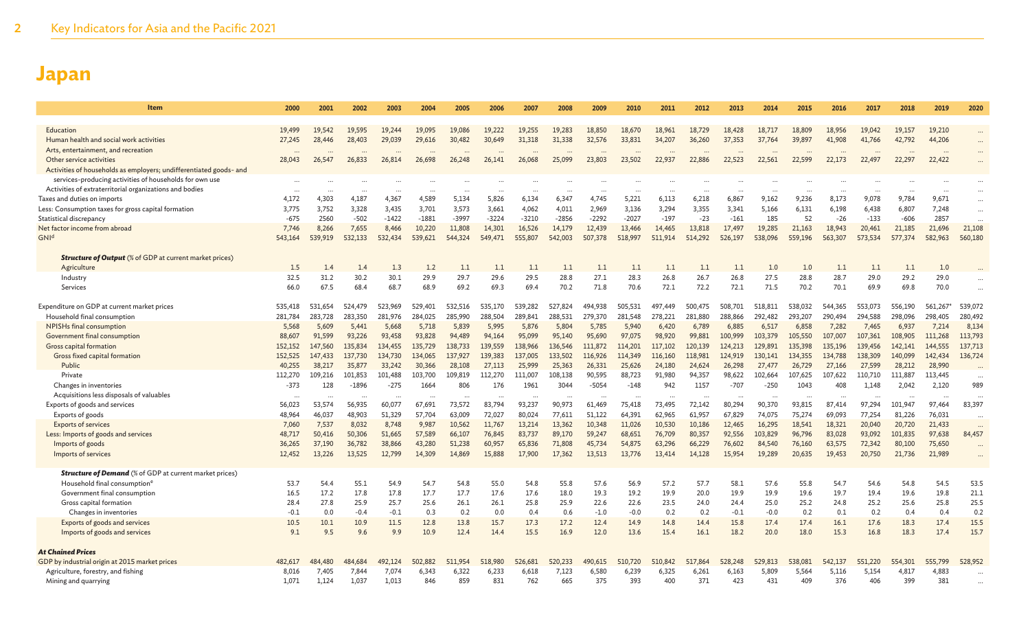# Japan

| Item | 2000 | 2001 | 2002 | 2003 | 2004 | 2005 | 2006 | 2007 | 2008 | 2009 | 2010 | 2011 | 2012 | 2013 | 2014 | 2015 | 2016 | 2017 | 2018 | 2019 | 2020 |
|---|---|---|---|---|---|---|---|---|---|---|---|---|---|---|---|---|---|---|---|---|---|
| Education | 19,499 | 19,542 | 19,595 | 19,244 | 19,095 | 19,086 | 19,222 | 19,255 | 19,283 | 18,850 | 18,670 | 18,961 | 18,729 | 18,428 | 18,717 | 18,809 | 18,956 | 19,042 | 19,157 | 19,210 | ... |
| Human health and social work activities | 27,245 | 28,446 | 28,403 | 29,039 | 29,616 | 30,482 | 30,649 | 31,318 | 31,338 | 32,576 | 33,831 | 34,207 | 36,260 | 37,353 | 37,764 | 39,897 | 41,908 | 41,766 | 42,792 | 44,206 | ... |
| Arts, entertainment, and recreation | ... | ... | ... | ... | ... | ... | ... | ... | ... | ... | ... | ... | ... | ... | ... | ... | ... | ... | ... | ... | ... |
| Other service activities | 28,043 | 26,547 | 26,833 | 26,814 | 26,698 | 26,248 | 26,141 | 26,068 | 25,099 | 23,803 | 23,502 | 22,937 | 22,886 | 22,523 | 22,561 | 22,599 | 22,173 | 22,497 | 22,297 | 22,422 | ... |
| Activities of households as employers; undifferentiated goods- and services-producing activities of households for own use | ... | ... | ... | ... | ... | ... | ... | ... | ... | ... | ... | ... | ... | ... | ... | ... | ... | ... | ... | ... | ... |
| Activities of extraterritorial organizations and bodies | ... | ... | ... | ... | ... | ... | ... | ... | ... | ... | ... | ... | ... | ... | ... | ... | ... | ... | ... | ... | ... |
| Taxes and duties on imports | 4,172 | 4,303 | 4,187 | 4,367 | 4,589 | 5,134 | 5,826 | 6,134 | 6,347 | 4,745 | 5,221 | 6,113 | 6,218 | 6,867 | 9,162 | 9,236 | 8,173 | 9,078 | 9,784 | 9,671 | ... |
| Less: Consumption taxes for gross capital formation | 3,775 | 3,752 | 3,328 | 3,435 | 3,701 | 3,573 | 3,661 | 4,062 | 4,011 | 2,969 | 3,136 | 3,294 | 3,355 | 3,341 | 5,166 | 6,131 | 6,198 | 6,438 | 6,807 | 7,248 | ... |
| Statistical discrepancy | -675 | 2560 | -502 | -1422 | -1881 | -3997 | -3224 | -3210 | -2856 | -2292 | -2027 | -197 | -23 | -161 | 185 | 52 | -26 | -133 | -606 | 2857 | ... |
| Net factor income from abroad | 7,746 | 8,266 | 7,655 | 8,466 | 10,220 | 11,808 | 14,301 | 16,526 | 14,179 | 12,439 | 13,466 | 14,465 | 13,818 | 17,497 | 19,285 | 21,163 | 18,943 | 20,461 | 21,185 | 21,696 | 21,108 |
| GNI[d] | 543,164 | 539,919 | 532,133 | 532,434 | 539,621 | 544,324 | 549,471 | 555,807 | 542,003 | 507,378 | 518,997 | 511,914 | 514,292 | 526,197 | 538,096 | 559,196 | 563,307 | 573,534 | 577,374 | 582,963 | 560,180 |
| ***Structure of Output** (% of GDP at current market prices)* | | | | | | | | | | | | | | | | | | | | | |
| Agriculture | 1.5 | 1.4 | 1.4 | 1.3 | 1.2 | 1.1 | 1.1 | 1.1 | 1.1 | 1.1 | 1.1 | 1.1 | 1.1 | 1.1 | 1.0 | 1.0 | 1.1 | 1.1 | 1.1 | 1.0 | ... |
| Industry | 32.5 | 31.2 | 30.2 | 30.1 | 29.9 | 29.7 | 29.6 | 29.5 | 28.8 | 27.1 | 28.3 | 26.8 | 26.7 | 26.8 | 27.5 | 28.8 | 28.7 | 29.0 | 29.2 | 29.0 | ... |
| Services | 66.0 | 67.5 | 68.4 | 68.7 | 68.9 | 69.2 | 69.3 | 69.4 | 70.2 | 71.8 | 70.6 | 72.1 | 72.2 | 72.1 | 71.5 | 70.2 | 70.1 | 69.9 | 69.8 | 70.0 | ... |
| Expenditure on GDP at current market prices | 535,418 | 531,654 | 524,479 | 523,969 | 529,401 | 532,516 | 535,170 | 539,282 | 527,824 | 494,938 | 505,531 | 497,449 | 500,475 | 508,701 | 518,811 | 538,032 | 544,365 | 553,073 | 556,190 | 561,267[e] | 539,072 |
| Household final consumption | 281,784 | 283,728 | 283,350 | 281,976 | 284,025 | 285,990 | 288,504 | 289,841 | 288,531 | 279,370 | 281,548 | 278,221 | 281,880 | 288,866 | 292,482 | 293,207 | 290,494 | 294,588 | 298,096 | 298,405 | 280,492 |
| NPISHs final consumption | 5,568 | 5,609 | 5,441 | 5,668 | 5,718 | 5,839 | 5,995 | 5,876 | 5,804 | 5,785 | 5,940 | 6,420 | 6,789 | 6,885 | 6,517 | 6,858 | 7,282 | 7,465 | 6,937 | 7,214 | 8,134 |
| Government final consumption | 88,607 | 91,599 | 93,226 | 93,458 | 93,828 | 94,489 | 94,164 | 95,099 | 95,140 | 95,690 | 97,075 | 98,920 | 99,881 | 100,999 | 103,379 | 105,550 | 107,007 | 107,361 | 108,905 | 111,268 | 113,793 |
| Gross capital formation | 152,152 | 147,560 | 135,834 | 134,455 | 135,729 | 138,733 | 139,559 | 138,966 | 136,546 | 111,872 | 114,201 | 117,102 | 120,139 | 124,213 | 129,891 | 135,398 | 135,196 | 139,456 | 142,141 | 144,555 | 137,713 |
| Gross fixed capital formation | 152,525 | 147,433 | 137,730 | 134,730 | 134,065 | 137,927 | 139,383 | 137,005 | 133,502 | 116,926 | 114,349 | 116,160 | 118,981 | 124,919 | 130,141 | 134,355 | 134,788 | 138,309 | 140,099 | 142,434 | 136,724 |
| Public | 40,255 | 38,217 | 35,877 | 33,242 | 30,366 | 28,108 | 27,113 | 25,999 | 25,363 | 26,331 | 25,626 | 24,180 | 24,624 | 26,298 | 27,477 | 26,729 | 27,166 | 27,599 | 28,212 | 28,990 | ... |
| Private | 112,270 | 109,216 | 101,853 | 101,488 | 103,700 | 109,819 | 112,270 | 111,007 | 108,138 | 90,595 | 88,723 | 91,980 | 94,357 | 98,622 | 102,664 | 107,625 | 107,622 | 110,710 | 111,887 | 113,445 | ... |
| Changes in inventories | -373 | 128 | -1896 | -275 | 1664 | 806 | 176 | 1961 | 3044 | -5054 | -148 | 942 | 1157 | -707 | -250 | 1043 | 408 | 1,148 | 2,042 | 2,120 | 989 |
| Acquisitions less disposals of valuables | ... | ... | ... | ... | ... | ... | ... | ... | ... | ... | ... | ... | ... | ... | ... | ... | ... | ... | ... | ... | ... |
| Exports of goods and services | 56,023 | 53,574 | 56,935 | 60,077 | 67,691 | 73,572 | 83,794 | 93,237 | 90,973 | 61,469 | 75,418 | 73,495 | 72,142 | 80,294 | 90,370 | 93,815 | 87,414 | 97,294 | 101,947 | 97,464 | 83,397 |
| Exports of goods | 48,964 | 46,037 | 48,903 | 51,329 | 57,704 | 63,009 | 72,027 | 80,024 | 77,611 | 51,122 | 64,391 | 62,965 | 61,957 | 67,829 | 74,075 | 75,274 | 69,093 | 77,254 | 81,226 | 76,031 | ... |
| Exports of services | 7,060 | 7,537 | 8,032 | 8,748 | 9,987 | 10,562 | 11,767 | 13,214 | 13,362 | 10,348 | 11,026 | 10,530 | 10,186 | 12,465 | 16,295 | 18,541 | 18,321 | 20,040 | 20,720 | 21,433 | ... |
| Less: Imports of goods and services | 48,717 | 50,416 | 50,306 | 51,665 | 57,589 | 66,107 | 76,845 | 83,737 | 89,170 | 59,247 | 68,651 | 76,709 | 80,357 | 92,556 | 103,829 | 96,796 | 83,028 | 93,092 | 101,835 | 97,638 | 84,457 |
| Imports of goods | 36,265 | 37,190 | 36,782 | 38,866 | 43,280 | 51,238 | 60,957 | 65,836 | 71,808 | 45,734 | 54,875 | 63,296 | 66,229 | 76,602 | 84,540 | 76,160 | 63,575 | 72,342 | 80,100 | 75,650 | ... |
| Imports of services | 12,452 | 13,226 | 13,525 | 12,799 | 14,309 | 14,869 | 15,888 | 17,900 | 17,362 | 13,513 | 13,776 | 13,414 | 14,128 | 15,954 | 19,289 | 20,635 | 19,453 | 20,750 | 21,736 | 21,989 | ... |
| ***Structure of Demand** (% of GDP at current market prices)* | | | | | | | | | | | | | | | | | | | | | |
| Household final consumption[e] | 53.7 | 54.4 | 55.1 | 54.9 | 54.7 | 54.8 | 55.0 | 54.8 | 55.8 | 57.6 | 56.9 | 57.2 | 57.7 | 58.1 | 57.6 | 55.8 | 54.7 | 54.6 | 54.8 | 54.5 | 53.5 |
| Government final consumption | 16.5 | 17.2 | 17.8 | 17.8 | 17.7 | 17.7 | 17.6 | 17.6 | 18.0 | 19.3 | 19.2 | 19.9 | 20.0 | 19.9 | 19.9 | 19.6 | 19.7 | 19.4 | 19.6 | 19.8 | 21.1 |
| Gross capital formation | 28.4 | 27.8 | 25.9 | 25.7 | 25.6 | 26.1 | 26.1 | 25.8 | 25.9 | 22.6 | 22.6 | 23.5 | 24.0 | 24.4 | 25.0 | 25.2 | 24.8 | 25.2 | 25.6 | 25.8 | 25.5 |
| Changes in inventories | -0.1 | 0.0 | -0.4 | -0.1 | 0.3 | 0.2 | 0.0 | 0.4 | 0.6 | -1.0 | -0.0 | 0.2 | 0.2 | -0.1 | -0.0 | 0.2 | 0.1 | 0.2 | 0.4 | 0.4 | 0.2 |
| Exports of goods and services | 10.5 | 10.1 | 10.9 | 11.5 | 12.8 | 13.8 | 15.7 | 17.3 | 17.2 | 12.4 | 14.9 | 14.8 | 14.4 | 15.8 | 17.4 | 17.4 | 16.1 | 17.6 | 18.3 | 17.4 | 15.5 |
| Imports of goods and services | 9.1 | 9.5 | 9.6 | 9.9 | 10.9 | 12.4 | 14.4 | 15.5 | 16.9 | 12.0 | 13.6 | 15.4 | 16.1 | 18.2 | 20.0 | 18.0 | 15.3 | 16.8 | 18.3 | 17.4 | 15.7 |
| ***At Chained Prices*** | | | | | | | | | | | | | | | | | | | | | |
| GDP by industrial origin at 2015 market prices | 482,617 | 484,480 | 484,684 | 492,124 | 502,882 | 511,954 | 518,980 | 526,681 | 520,233 | 490,615 | 510,720 | 510,842 | 517,864 | 528,248 | 529,813 | 538,081 | 542,137 | 551,220 | 554,301 | 555,799 | 528,952 |
| Agriculture, forestry, and fishing | 8,016 | 7,405 | 7,844 | 7,074 | 6,343 | 6,322 | 6,233 | 6,618 | 7,123 | 6,580 | 6,239 | 6,325 | 6,261 | 6,163 | 5,809 | 5,564 | 5,116 | 5,154 | 4,817 | 4,883 | ... |
| Mining and quarrying | 1,071 | 1,124 | 1,037 | 1,013 | 846 | 859 | 831 | 762 | 665 | 375 | 393 | 400 | 371 | 423 | 431 | 409 | 376 | 406 | 399 | 381 | ... |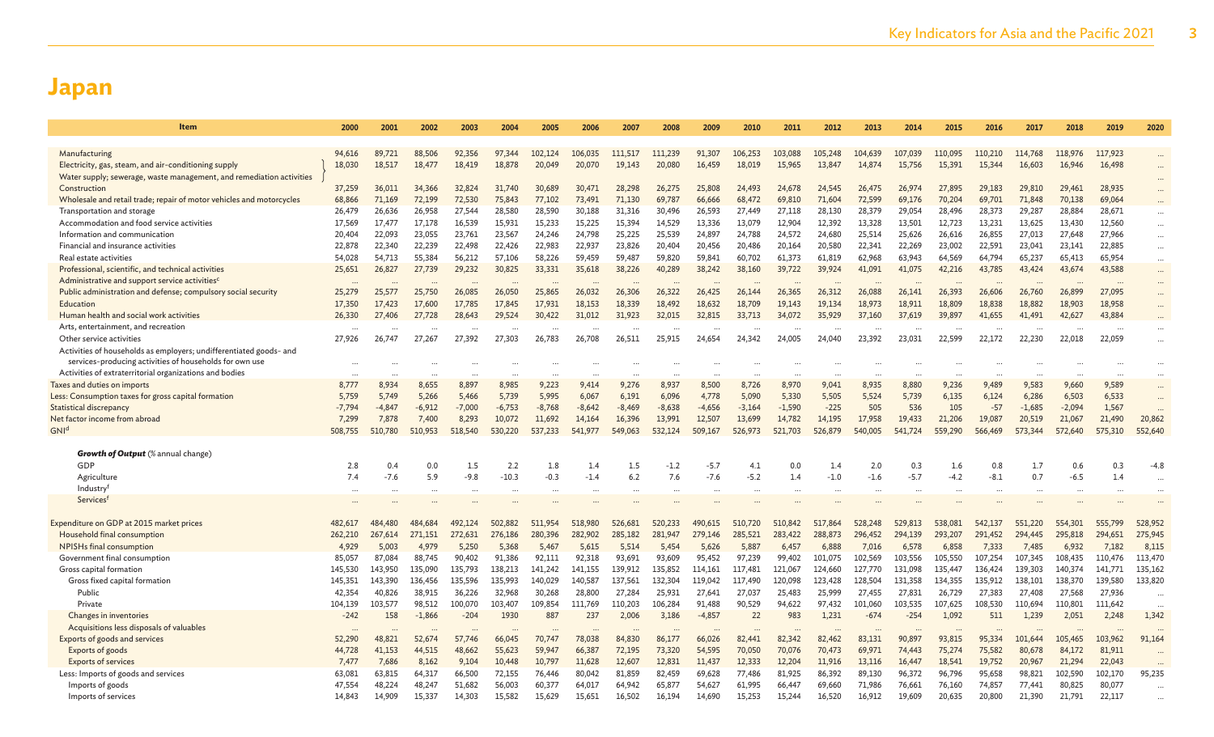# Japan

| Item | 2000 | 2001 | 2002 | 2003 | 2004 | 2005 | 2006 | 2007 | 2008 | 2009 | 2010 | 2011 | 2012 | 2013 | 2014 | 2015 | 2016 | 2017 | 2018 | 2019 | 2020 |
|---|---|---|---|---|---|---|---|---|---|---|---|---|---|---|---|---|---|---|---|---|---|
| Manufacturing | 94,616 | 89,721 | 88,506 | 92,356 | 97,344 | 102,124 | 106,035 | 111,517 | 111,239 | 91,307 | 106,253 | 103,088 | 105,248 | 104,639 | 107,039 | 110,095 | 110,210 | 114,768 | 118,976 | 117,923 | ... |
| Electricity, gas, steam, and air-conditioning supply / Water supply; sewerage, waste management, and remediation activities | 18,030 | 18,517 | 18,477 | 18,419 | 18,878 | 20,049 | 20,070 | 19,143 | 20,080 | 16,459 | 18,019 | 15,965 | 13,847 | 14,874 | 15,756 | 15,391 | 15,344 | 16,603 | 16,946 | 16,498 | ... |
| Construction | 37,259 | 36,011 | 34,366 | 32,824 | 31,740 | 30,689 | 30,471 | 28,298 | 26,275 | 25,808 | 24,493 | 24,678 | 24,545 | 26,475 | 26,974 | 27,895 | 29,183 | 29,810 | 29,461 | 28,935 | ... |
| Wholesale and retail trade; repair of motor vehicles and motorcycles | 68,866 | 71,169 | 72,199 | 72,530 | 75,843 | 77,102 | 73,491 | 71,130 | 69,787 | 66,666 | 68,472 | 69,810 | 71,604 | 72,599 | 69,176 | 70,204 | 69,701 | 71,848 | 70,138 | 69,064 | ... |
| Transportation and storage | 26,479 | 26,636 | 26,958 | 27,544 | 28,580 | 28,590 | 30,188 | 31,316 | 30,496 | 26,593 | 27,449 | 27,118 | 28,130 | 28,379 | 29,054 | 28,496 | 28,373 | 29,287 | 28,884 | 28,671 | ... |
| Accommodation and food service activities | 17,569 | 17,477 | 17,178 | 16,539 | 15,931 | 15,233 | 15,225 | 15,394 | 14,529 | 13,336 | 13,079 | 12,904 | 12,392 | 13,328 | 13,501 | 12,723 | 13,231 | 13,625 | 13,430 | 12,560 | ... |
| Information and communication | 20,404 | 22,093 | 23,055 | 23,761 | 23,567 | 24,246 | 24,798 | 25,225 | 25,539 | 24,897 | 24,788 | 24,572 | 24,680 | 25,514 | 25,626 | 26,616 | 26,855 | 27,013 | 27,648 | 27,966 | ... |
| Financial and insurance activities | 22,878 | 22,340 | 22,239 | 22,498 | 22,426 | 22,983 | 22,937 | 23,826 | 20,404 | 20,456 | 20,486 | 20,164 | 20,580 | 22,341 | 22,269 | 23,002 | 22,591 | 23,041 | 23,141 | 22,885 | ... |
| Real estate activities | 54,028 | 54,713 | 55,384 | 56,212 | 57,106 | 58,226 | 59,459 | 59,487 | 59,820 | 59,841 | 60,702 | 61,373 | 61,819 | 62,968 | 63,943 | 64,569 | 64,794 | 65,237 | 65,413 | 65,954 | ... |
| Professional, scientific, and technical activities | 25,651 | 26,827 | 27,739 | 29,232 | 30,825 | 33,331 | 35,618 | 38,226 | 40,289 | 38,242 | 38,160 | 39,722 | 39,924 | 41,091 | 41,075 | 42,216 | 43,785 | 43,424 | 43,674 | 43,588 | ... |
| Administrative and support service activities[c] | ... | ... | ... | ... | ... | ... | ... | ... | ... | ... | ... | ... | ... | ... | ... | ... | ... | ... | ... | ... | ... |
| Public administration and defense; compulsory social security | 25,279 | 25,577 | 25,750 | 26,085 | 26,050 | 25,865 | 26,032 | 26,306 | 26,322 | 26,425 | 26,144 | 26,365 | 26,312 | 26,088 | 26,141 | 26,393 | 26,606 | 26,760 | 26,899 | 27,095 | ... |
| Education | 17,350 | 17,423 | 17,600 | 17,785 | 17,845 | 17,931 | 18,153 | 18,339 | 18,492 | 18,632 | 18,709 | 19,143 | 19,134 | 18,973 | 18,911 | 18,809 | 18,838 | 18,882 | 18,903 | 18,958 | ... |
| Human health and social work activities | 26,330 | 27,406 | 27,728 | 28,643 | 29,524 | 30,422 | 31,012 | 31,923 | 32,015 | 32,815 | 33,713 | 34,072 | 35,929 | 37,160 | 37,619 | 39,897 | 41,655 | 41,491 | 42,627 | 43,884 | ... |
| Arts, entertainment, and recreation | ... | ... | ... | ... | ... | ... | ... | ... | ... | ... | ... | ... | ... | ... | ... | ... | ... | ... | ... | ... | ... |
| Other service activities | 27,926 | 26,747 | 27,267 | 27,392 | 27,303 | 26,783 | 26,708 | 26,511 | 25,915 | 24,654 | 24,342 | 24,005 | 24,040 | 23,392 | 23,031 | 22,599 | 22,172 | 22,230 | 22,018 | 22,059 | ... |
| Activities of households as employers; undifferentiated goods- and services-producing activities of households for own use | ... | ... | ... | ... | ... | ... | ... | ... | ... | ... | ... | ... | ... | ... | ... | ... | ... | ... | ... | ... | ... |
| Activities of extraterritorial organizations and bodies | ... | ... | ... | ... | ... | ... | ... | ... | ... | ... | ... | ... | ... | ... | ... | ... | ... | ... | ... | ... | ... |
| Taxes and duties on imports | 8,777 | 8,934 | 8,655 | 8,897 | 8,985 | 9,223 | 9,414 | 9,276 | 8,937 | 8,500 | 8,726 | 8,970 | 9,041 | 8,935 | 8,880 | 9,236 | 9,489 | 9,583 | 9,660 | 9,589 | ... |
| Less: Consumption taxes for gross capital formation | 5,759 | 5,749 | 5,266 | 5,466 | 5,739 | 5,995 | 6,067 | 6,191 | 6,096 | 4,778 | 5,090 | 5,330 | 5,505 | 5,524 | 5,739 | 6,135 | 6,124 | 6,286 | 6,503 | 6,533 | ... |
| Statistical discrepancy | -7,794 | -4,847 | -6,912 | -7,000 | -6,753 | -8,768 | -8,642 | -8,469 | -8,638 | -4,656 | -3,164 | -1,590 | -225 | 505 | 536 | 105 | -57 | -1,685 | -2,094 | 1,567 | ... |
| Net factor income from abroad | 7,299 | 7,878 | 7,400 | 8,293 | 10,072 | 11,692 | 14,164 | 16,396 | 13,991 | 12,507 | 13,699 | 14,782 | 14,195 | 17,958 | 19,433 | 21,206 | 19,087 | 20,519 | 21,067 | 21,490 | 20,862 |
| GNI[d] | 508,755 | 510,780 | 510,953 | 518,540 | 530,220 | 537,233 | 541,977 | 549,063 | 532,124 | 509,167 | 526,973 | 521,703 | 526,879 | 540,005 | 541,724 | 559,290 | 566,469 | 573,344 | 572,640 | 575,310 | 552,640 |
| ***Growth of Output*** (% annual change) | | | | | | | | | | | | | | | | | | | | | |
| GDP | 2.8 | 0.4 | 0.0 | 1.5 | 2.2 | 1.8 | 1.4 | 1.5 | -1.2 | -5.7 | 4.1 | 0.0 | 1.4 | 2.0 | 0.3 | 1.6 | 0.8 | 1.7 | 0.6 | 0.3 | -4.8 |
| Agriculture | 7.4 | -7.6 | 5.9 | -9.8 | -10.3 | -0.3 | -1.4 | 6.2 | 7.6 | -7.6 | -5.2 | 1.4 | -1.0 | -1.6 | -5.7 | -4.2 | -8.1 | 0.7 | -6.5 | 1.4 | ... |
| Industry[f] | ... | ... | ... | ... | ... | ... | ... | ... | ... | ... | ... | ... | ... | ... | ... | ... | ... | ... | ... | ... | ... |
| Services[f] | ... | ... | ... | ... | ... | ... | ... | ... | ... | ... | ... | ... | ... | ... | ... | ... | ... | ... | ... | ... | ... |
| Expenditure on GDP at 2015 market prices | 482,617 | 484,480 | 484,684 | 492,124 | 502,882 | 511,954 | 518,980 | 526,681 | 520,233 | 490,615 | 510,720 | 510,842 | 517,864 | 528,248 | 529,813 | 538,081 | 542,137 | 551,220 | 554,301 | 555,799 | 528,952 |
| Household final consumption | 262,210 | 267,614 | 271,151 | 272,631 | 276,186 | 280,396 | 282,902 | 285,182 | 281,947 | 279,146 | 285,521 | 283,422 | 288,873 | 296,452 | 294,139 | 293,207 | 291,452 | 294,445 | 295,818 | 294,651 | 275,945 |
| NPISHs final consumption | 4,929 | 5,003 | 4,979 | 5,250 | 5,368 | 5,467 | 5,615 | 5,514 | 5,454 | 5,626 | 5,887 | 6,457 | 6,888 | 7,016 | 6,578 | 6,858 | 7,333 | 7,485 | 6,932 | 7,182 | 8,115 |
| Government final consumption | 85,057 | 87,084 | 88,745 | 90,402 | 91,386 | 92,111 | 92,318 | 93,691 | 93,609 | 95,452 | 97,239 | 99,402 | 101,075 | 102,569 | 103,556 | 105,550 | 107,254 | 107,345 | 108,435 | 110,476 | 113,470 |
| Gross capital formation | 145,530 | 143,950 | 135,090 | 135,793 | 138,213 | 141,242 | 141,155 | 139,912 | 135,852 | 114,161 | 117,481 | 121,067 | 124,660 | 127,770 | 131,098 | 135,447 | 136,424 | 139,303 | 140,374 | 141,771 | 135,162 |
| Gross fixed capital formation | 145,351 | 143,390 | 136,456 | 135,596 | 135,993 | 140,029 | 140,587 | 137,561 | 132,304 | 119,042 | 117,490 | 120,098 | 123,428 | 128,504 | 131,358 | 134,355 | 135,912 | 138,101 | 138,370 | 139,580 | 133,820 |
| Public | 42,354 | 40,826 | 38,915 | 36,226 | 32,968 | 30,268 | 28,800 | 27,284 | 25,931 | 27,641 | 27,037 | 25,483 | 25,999 | 27,455 | 27,831 | 26,729 | 27,383 | 27,408 | 27,568 | 27,936 | ... |
| Private | 104,139 | 103,577 | 98,512 | 100,070 | 103,407 | 109,854 | 111,769 | 110,203 | 106,284 | 91,488 | 90,529 | 94,622 | 97,432 | 101,060 | 103,535 | 107,625 | 108,530 | 110,694 | 110,801 | 111,642 | ... |
| Changes in inventories | -242 | 158 | -1,866 | -204 | 1930 | 887 | 237 | 2,006 | 3,186 | -4,857 | 22 | 983 | 1,231 | -674 | -254 | 1,092 | 511 | 1,239 | 2,051 | 2,248 | 1,342 |
| Acquisitions less disposals of valuables | ... | ... | ... | ... | ... | ... | ... | ... | ... | ... | ... | ... | ... | ... | ... | ... | ... | ... | ... | ... | ... |
| Exports of goods and services | 52,290 | 48,821 | 52,674 | 57,746 | 66,045 | 70,747 | 78,038 | 84,830 | 86,177 | 66,026 | 82,441 | 82,342 | 82,462 | 83,131 | 90,897 | 93,815 | 95,334 | 101,644 | 105,465 | 103,962 | 91,164 |
| Exports of goods | 44,728 | 41,153 | 44,515 | 48,662 | 55,623 | 59,947 | 66,387 | 72,195 | 73,320 | 54,595 | 70,050 | 70,076 | 70,473 | 69,971 | 74,443 | 75,274 | 75,582 | 80,678 | 84,172 | 81,911 | ... |
| Exports of services | 7,477 | 7,686 | 8,162 | 9,104 | 10,448 | 10,797 | 11,628 | 12,607 | 12,831 | 11,437 | 12,333 | 12,204 | 11,916 | 13,116 | 16,447 | 18,541 | 19,752 | 20,967 | 21,294 | 22,043 | ... |
| Less: Imports of goods and services | 63,081 | 63,815 | 64,317 | 66,500 | 72,155 | 76,446 | 80,042 | 81,859 | 82,459 | 69,628 | 77,486 | 81,925 | 86,392 | 89,130 | 96,372 | 96,796 | 95,658 | 98,821 | 102,590 | 102,170 | 95,235 |
| Imports of goods | 47,554 | 48,224 | 48,247 | 51,682 | 56,003 | 60,377 | 64,017 | 64,942 | 65,877 | 54,627 | 61,995 | 66,447 | 69,660 | 71,986 | 76,661 | 76,160 | 74,857 | 77,441 | 80,825 | 80,077 | ... |
| Imports of services | 14,843 | 14,909 | 15,337 | 14,303 | 15,582 | 15,629 | 15,651 | 16,502 | 16,194 | 14,690 | 15,253 | 15,244 | 16,520 | 16,912 | 19,609 | 20,635 | 20,800 | 21,390 | 21,791 | 22,117 | ... |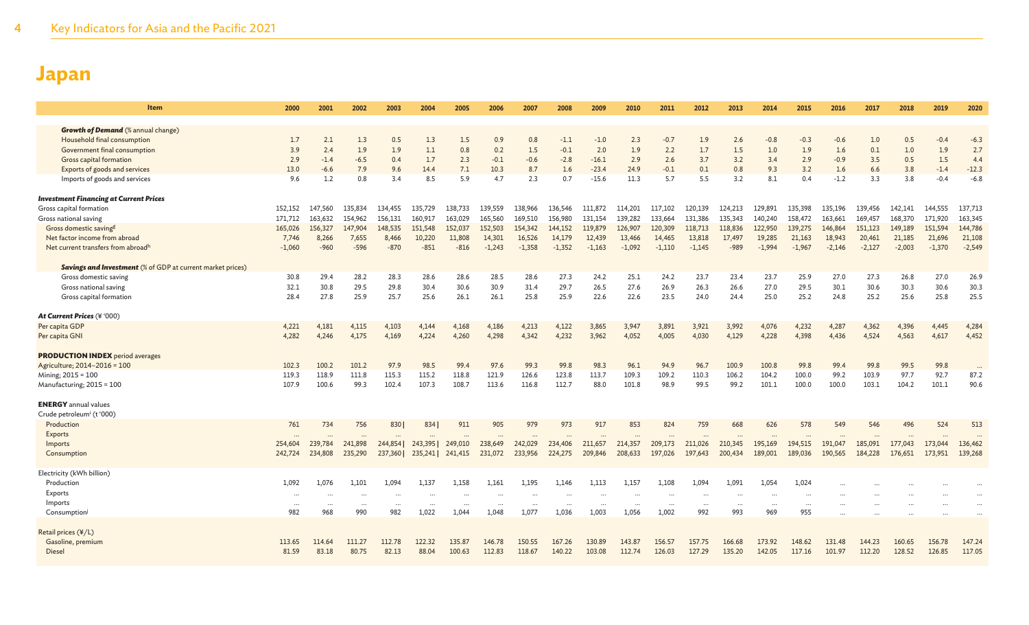# Japan

| Item | 2000 | 2001 | 2002 | 2003 | 2004 | 2005 | 2006 | 2007 | 2008 | 2009 | 2010 | 2011 | 2012 | 2013 | 2014 | 2015 | 2016 | 2017 | 2018 | 2019 | 2020 |
|---|---|---|---|---|---|---|---|---|---|---|---|---|---|---|---|---|---|---|---|---|---|
| ***Growth of Demand*** (% annual change) | | | | | | | | | | | | | | | | | | | | | |
| Household final consumption | 1.7 | 2.1 | 1.3 | 0.5 | 1.3 | 1.5 | 0.9 | 0.8 | -1.1 | -1.0 | 2.3 | -0.7 | 1.9 | 2.6 | -0.8 | -0.3 | -0.6 | 1.0 | 0.5 | -0.4 | -6.3 |
| Government final consumption | 3.9 | 2.4 | 1.9 | 1.9 | 1.1 | 0.8 | 0.2 | 1.5 | -0.1 | 2.0 | 1.9 | 2.2 | 1.7 | 1.5 | 1.0 | 1.9 | 1.6 | 0.1 | 1.0 | 1.9 | 2.7 |
| Gross capital formation | 2.9 | -1.4 | -6.5 | 0.4 | 1.7 | 2.3 | -0.1 | -0.6 | -2.8 | -16.1 | 2.9 | 2.6 | 3.7 | 3.2 | 3.4 | 2.9 | -0.9 | 3.5 | 0.5 | 1.5 | 4.4 |
| Exports of goods and services | 13.0 | -6.6 | 7.9 | 9.6 | 14.4 | 7.1 | 10.3 | 8.7 | 1.6 | -23.4 | 24.9 | -0.1 | 0.1 | 0.8 | 9.3 | 3.2 | 1.6 | 6.6 | 3.8 | -1.4 | -12.3 |
| Imports of goods and services | 9.6 | 1.2 | 0.8 | 3.4 | 8.5 | 5.9 | 4.7 | 2.3 | 0.7 | -15.6 | 11.3 | 5.7 | 5.5 | 3.2 | 8.1 | 0.4 | -1.2 | 3.3 | 3.8 | -0.4 | -6.8 |
| ***Investment Financing at Current Prices*** | | | | | | | | | | | | | | | | | | | | | |
| Gross capital formation | 152,152 | 147,560 | 135,834 | 134,455 | 135,729 | 138,733 | 139,559 | 138,966 | 136,546 | 111,872 | 114,201 | 117,102 | 120,139 | 124,213 | 129,891 | 135,398 | 135,196 | 139,456 | 142,141 | 144,555 | 137,713 |
| Gross national saving | 171,712 | 163,632 | 154,962 | 156,131 | 160,917 | 163,029 | 165,560 | 169,510 | 156,980 | 131,154 | 139,282 | 133,664 | 131,386 | 135,343 | 140,240 | 158,472 | 163,661 | 169,457 | 168,370 | 171,920 | 163,345 |
| Gross domestic saving[g] | 165,026 | 156,327 | 147,904 | 148,535 | 151,548 | 152,037 | 152,503 | 154,342 | 144,152 | 119,879 | 126,907 | 120,309 | 118,713 | 118,836 | 122,950 | 139,275 | 146,864 | 151,123 | 149,189 | 151,594 | 144,786 |
| Net factor income from abroad | 7,746 | 8,266 | 7,655 | 8,466 | 10,220 | 11,808 | 14,301 | 16,526 | 14,179 | 12,439 | 13,466 | 14,465 | 13,818 | 17,497 | 19,285 | 21,163 | 18,943 | 20,461 | 21,185 | 21,696 | 21,108 |
| Net current transfers from abroad[h] | -1,060 | -960 | -596 | -870 | -851 | -816 | -1,243 | -1,358 | -1,352 | -1,163 | -1,092 | -1,110 | -1,145 | -989 | -1,994 | -1,967 | -2,146 | -2,127 | -2,003 | -1,370 | -2,549 |
| ***Savings and Investment*** (% of GDP at current market prices) | | | | | | | | | | | | | | | | | | | | | |
| Gross domestic saving | 30.8 | 29.4 | 28.2 | 28.3 | 28.6 | 28.6 | 28.5 | 28.6 | 27.3 | 24.2 | 25.1 | 24.2 | 23.7 | 23.4 | 23.7 | 25.9 | 27.0 | 27.3 | 26.8 | 27.0 | 26.9 |
| Gross national saving | 32.1 | 30.8 | 29.5 | 29.8 | 30.4 | 30.6 | 30.9 | 31.4 | 29.7 | 26.5 | 27.6 | 26.9 | 26.3 | 26.6 | 27.0 | 29.5 | 30.1 | 30.6 | 30.3 | 30.6 | 30.3 |
| Gross capital formation | 28.4 | 27.8 | 25.9 | 25.7 | 25.6 | 26.1 | 26.1 | 25.8 | 25.9 | 22.6 | 22.6 | 23.5 | 24.0 | 24.4 | 25.0 | 25.2 | 24.8 | 25.2 | 25.6 | 25.8 | 25.5 |
| ***At Current Prices*** (¥ '000) | | | | | | | | | | | | | | | | | | | | | |
| Per capita GDP | 4,221 | 4,181 | 4,115 | 4,103 | 4,144 | 4,168 | 4,186 | 4,213 | 4,122 | 3,865 | 3,947 | 3,891 | 3,921 | 3,992 | 4,076 | 4,232 | 4,287 | 4,362 | 4,396 | 4,445 | 4,284 |
| Per capita GNI | 4,282 | 4,246 | 4,175 | 4,169 | 4,224 | 4,260 | 4,298 | 4,342 | 4,232 | 3,962 | 4,052 | 4,005 | 4,030 | 4,129 | 4,228 | 4,398 | 4,436 | 4,524 | 4,563 | 4,617 | 4,452 |
| **PRODUCTION INDEX** period averages | | | | | | | | | | | | | | | | | | | | | |
| Agriculture; 2014–2016 = 100 | 102.3 | 100.2 | 101.2 | 97.9 | 98.5 | 99.4 | 97.6 | 99.3 | 99.8 | 98.3 | 96.1 | 94.9 | 96.7 | 100.9 | 100.8 | 99.8 | 99.4 | 99.8 | 99.5 | 99.8 | ... |
| Mining; 2015 = 100 | 119.3 | 118.9 | 111.8 | 115.3 | 115.2 | 118.8 | 121.9 | 126.6 | 123.8 | 113.7 | 109.3 | 109.2 | 110.3 | 106.2 | 104.2 | 100.0 | 99.2 | 103.9 | 97.7 | 92.7 | 87.2 |
| Manufacturing; 2015 = 100 | 107.9 | 100.6 | 99.3 | 102.4 | 107.3 | 108.7 | 113.6 | 116.8 | 112.7 | 88.0 | 101.8 | 98.9 | 99.5 | 99.2 | 101.1 | 100.0 | 100.0 | 103.1 | 104.2 | 101.1 | 90.6 |
| **ENERGY** annual values | | | | | | | | | | | | | | | | | | | | | |
| Crude petroleum[i] (t '000) | | | | | | | | | | | | | | | | | | | | | |
| Production | 761 | 734 | 756 | 830 \| | 834 \| | 911 | 905 | 979 | 973 | 917 | 853 | 824 | 759 | 668 | 626 | 578 | 549 | 546 | 496 | 524 | 513 |
| Exports | ... | ... | ... | ... | ... | ... | ... | ... | ... | ... | ... | ... | ... | ... | ... | ... | ... | ... | ... | ... | ... |
| Imports | 254,604 | 239,784 | 241,898 | 244,854 \| | 243,395 \| | 249,010 | 238,649 | 242,029 | 234,406 | 211,657 | 214,357 | 209,173 | 211,026 | 210,345 | 195,169 | 194,515 | 191,047 | 185,091 | 177,043 | 173,044 | 136,462 |
| Consumption | 242,724 | 234,808 | 235,290 | 237,360 \| | 235,241 \| | 241,415 | 231,072 | 233,956 | 224,275 | 209,846 | 208,633 | 197,026 | 197,643 | 200,434 | 189,001 | 189,036 | 190,565 | 184,228 | 176,651 | 173,951 | 139,268 |
| Electricity (kWh billion) | | | | | | | | | | | | | | | | | | | | | |
| Production | 1,092 | 1,076 | 1,101 | 1,094 | 1,137 | 1,158 | 1,161 | 1,195 | 1,146 | 1,113 | 1,157 | 1,108 | 1,094 | 1,091 | 1,054 | 1,024 | ... | ... | ... | ... | ... |
| Exports | ... | ... | ... | ... | ... | ... | ... | ... | ... | ... | ... | ... | ... | ... | ... | ... | ... | ... | ... | ... | ... |
| Imports | ... | ... | ... | ... | ... | ... | ... | ... | ... | ... | ... | ... | ... | ... | ... | ... | ... | ... | ... | ... | ... |
| Consumption[j] | 982 | 968 | 990 | 982 | 1,022 | 1,044 | 1,048 | 1,077 | 1,036 | 1,003 | 1,056 | 1,002 | 992 | 993 | 969 | 955 | ... | ... | ... | ... | ... |
| Retail prices (¥/L) | | | | | | | | | | | | | | | | | | | | | |
| Gasoline, premium | 113.65 | 114.64 | 111.27 | 112.78 | 122.32 | 135.87 | 146.78 | 150.55 | 167.26 | 130.89 | 143.87 | 156.57 | 157.75 | 166.68 | 173.92 | 148.62 | 131.48 | 144.23 | 160.65 | 156.78 | 147.24 |
| Diesel | 81.59 | 83.18 | 80.75 | 82.13 | 88.04 | 100.63 | 112.83 | 118.67 | 140.22 | 103.08 | 112.74 | 126.03 | 127.29 | 135.20 | 142.05 | 117.16 | 101.97 | 112.20 | 128.52 | 126.85 | 117.05 |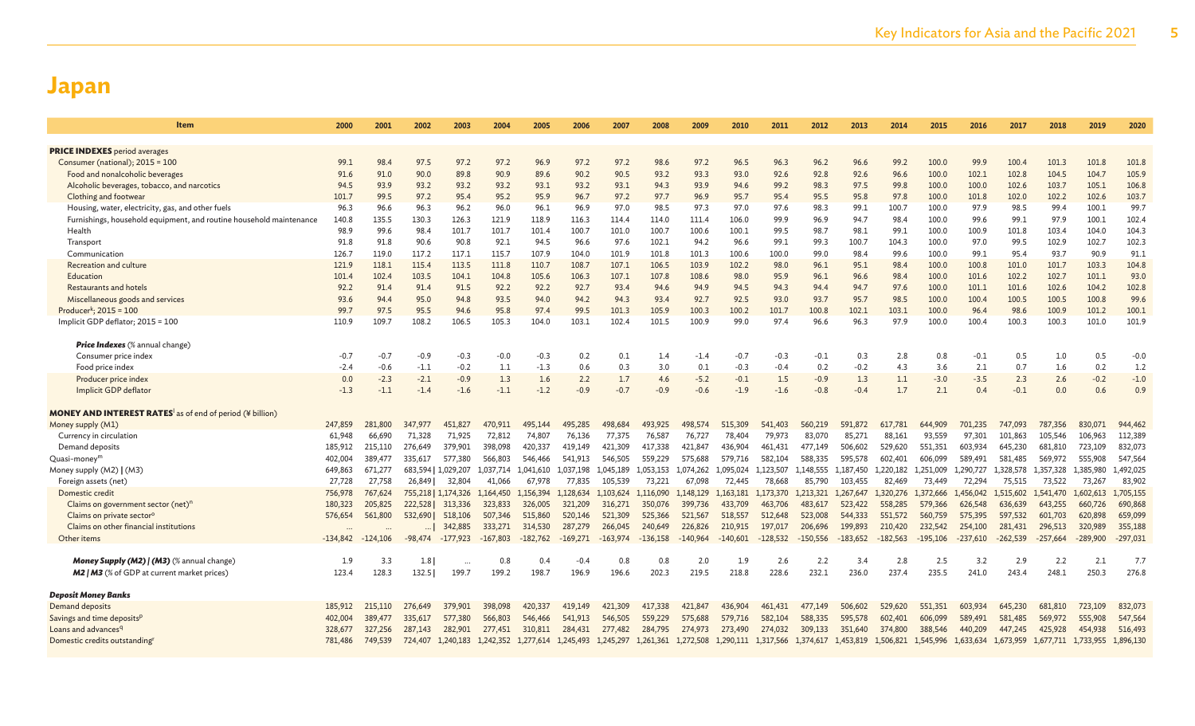# Japan

| Item | 2000 | 2001 | 2002 | 2003 | 2004 | 2005 | 2006 | 2007 | 2008 | 2009 | 2010 | 2011 | 2012 | 2013 | 2014 | 2015 | 2016 | 2017 | 2018 | 2019 | 2020 |
|---|---|---|---|---|---|---|---|---|---|---|---|---|---|---|---|---|---|---|---|---|---|
| **PRICE INDEXES** period averages | | | | | | | | | | | | | | | | | | | | | |
| Consumer (national); 2015 = 100 | 99.1 | 98.4 | 97.5 | 97.2 | 97.2 | 96.9 | 97.2 | 97.2 | 98.6 | 97.2 | 96.5 | 96.3 | 96.2 | 96.6 | 99.2 | 100.0 | 99.9 | 100.4 | 101.3 | 101.8 | 101.8 |
| Food and nonalcoholic beverages | 91.6 | 91.0 | 90.0 | 89.8 | 90.9 | 89.6 | 90.2 | 90.5 | 93.2 | 93.3 | 93.0 | 92.6 | 92.8 | 92.6 | 96.6 | 100.0 | 102.1 | 102.8 | 104.5 | 104.7 | 105.9 |
| Alcoholic beverages, tobacco, and narcotics | 94.5 | 93.9 | 93.2 | 93.2 | 93.2 | 93.1 | 93.2 | 93.1 | 94.3 | 93.9 | 94.6 | 99.2 | 98.3 | 97.5 | 99.8 | 100.0 | 100.0 | 102.6 | 103.7 | 105.1 | 106.8 |
| Clothing and footwear | 101.7 | 99.5 | 97.2 | 95.4 | 95.2 | 95.9 | 96.7 | 97.2 | 97.7 | 96.9 | 95.7 | 95.4 | 95.5 | 95.8 | 97.8 | 100.0 | 101.8 | 102.0 | 102.2 | 102.6 | 103.7 |
| Housing, water, electricity, gas, and other fuels | 96.3 | 96.6 | 96.3 | 96.2 | 96.0 | 96.1 | 96.9 | 97.0 | 98.5 | 97.3 | 97.0 | 97.6 | 98.3 | 99.1 | 100.7 | 100.0 | 97.9 | 98.5 | 99.4 | 100.1 | 99.7 |
| Furnishings, household equipment, and routine household maintenance | 140.8 | 135.5 | 130.3 | 126.3 | 121.9 | 118.9 | 116.3 | 114.4 | 114.0 | 111.4 | 106.0 | 99.9 | 96.9 | 94.7 | 98.4 | 100.0 | 99.6 | 99.1 | 97.9 | 100.1 | 102.4 |
| Health | 98.9 | 99.6 | 98.4 | 101.7 | 101.7 | 101.4 | 100.7 | 101.0 | 100.7 | 100.6 | 100.1 | 99.5 | 98.7 | 98.1 | 99.1 | 100.0 | 100.9 | 101.8 | 103.4 | 104.0 | 104.3 |
| Transport | 91.8 | 91.8 | 90.6 | 90.8 | 92.1 | 94.5 | 96.6 | 97.6 | 102.1 | 94.2 | 96.6 | 99.1 | 99.3 | 100.7 | 104.3 | 100.0 | 97.0 | 99.5 | 102.9 | 102.7 | 102.3 |
| Communication | 126.7 | 119.0 | 117.2 | 117.1 | 115.7 | 107.9 | 104.0 | 101.9 | 101.8 | 101.3 | 100.6 | 100.0 | 99.0 | 98.4 | 99.6 | 100.0 | 99.1 | 95.4 | 93.7 | 90.9 | 91.1 |
| Recreation and culture | 121.9 | 118.1 | 115.4 | 113.5 | 111.8 | 110.7 | 108.7 | 107.1 | 106.5 | 103.9 | 102.2 | 98.0 | 96.1 | 95.1 | 98.4 | 100.0 | 100.8 | 101.0 | 101.7 | 103.3 | 104.8 |
| Education | 101.4 | 102.4 | 103.5 | 104.1 | 104.8 | 105.6 | 106.3 | 107.1 | 107.8 | 108.6 | 98.0 | 95.9 | 96.1 | 96.6 | 98.4 | 100.0 | 101.6 | 102.2 | 102.7 | 101.1 | 93.0 |
| Restaurants and hotels | 92.2 | 91.4 | 91.4 | 91.5 | 92.2 | 92.2 | 92.7 | 93.4 | 94.6 | 94.9 | 94.5 | 94.3 | 94.4 | 94.7 | 97.6 | 100.0 | 101.1 | 101.6 | 102.6 | 104.2 | 102.8 |
| Miscellaneous goods and services | 93.6 | 94.4 | 95.0 | 94.8 | 93.5 | 94.0 | 94.2 | 94.3 | 93.4 | 92.7 | 92.5 | 93.0 | 93.7 | 95.7 | 98.5 | 100.0 | 100.4 | 100.5 | 100.5 | 100.8 | 99.6 |
| Producer[k]; 2015 = 100 | 99.7 | 97.5 | 95.5 | 94.6 | 95.8 | 97.4 | 99.5 | 101.3 | 105.9 | 100.3 | 100.2 | 101.7 | 100.8 | 102.1 | 103.1 | 100.0 | 96.4 | 98.6 | 100.9 | 101.2 | 100.1 |
| Implicit GDP deflator; 2015 = 100 | 110.9 | 109.7 | 108.2 | 106.5 | 105.3 | 104.0 | 103.1 | 102.4 | 101.5 | 100.9 | 99.0 | 97.4 | 96.6 | 96.3 | 97.9 | 100.0 | 100.4 | 100.3 | 100.3 | 101.0 | 101.9 |
| ***Price Indexes*** (% annual change) | | | | | | | | | | | | | | | | | | | | | |
| Consumer price index | -0.7 | -0.7 | -0.9 | -0.3 | -0.0 | -0.3 | 0.2 | 0.1 | 1.4 | -1.4 | -0.7 | -0.3 | -0.1 | 0.3 | 2.8 | 0.8 | -0.1 | 0.5 | 1.0 | 0.5 | -0.0 |
| Food price index | -2.4 | -0.6 | -1.1 | -0.2 | 1.1 | -1.3 | 0.6 | 0.3 | 3.0 | 0.1 | -0.3 | -0.4 | 0.2 | -0.2 | 4.3 | 3.6 | 2.1 | 0.7 | 1.6 | 0.2 | 1.2 |
| Producer price index | 0.0 | -2.3 | -2.1 | -0.9 | 1.3 | 1.6 | 2.2 | 1.7 | 4.6 | -5.2 | -0.1 | 1.5 | -0.9 | 1.3 | 1.1 | -3.0 | -3.5 | 2.3 | 2.6 | -0.2 | -1.0 |
| Implicit GDP deflator | -1.3 | -1.1 | -1.4 | -1.6 | -1.1 | -1.2 | -0.9 | -0.7 | -0.9 | -0.6 | -1.9 | -1.6 | -0.8 | -0.4 | 1.7 | 2.1 | 0.4 | -0.1 | 0.0 | 0.6 | 0.9 |
| **MONEY AND INTEREST RATES**[l] as of end of period (¥ billion) | | | | | | | | | | | | | | | | | | | | | |
| Money supply (M1) | 247,859 | 281,800 | 347,977 | 451,827 | 470,911 | 495,144 | 495,285 | 498,684 | 493,925 | 498,574 | 515,309 | 541,403 | 560,219 | 591,872 | 617,781 | 644,909 | 701,235 | 747,093 | 787,356 | 830,071 | 944,462 |
| Currency in circulation | 61,948 | 66,690 | 71,328 | 71,925 | 72,812 | 74,807 | 76,136 | 77,375 | 76,587 | 76,727 | 78,404 | 79,973 | 83,070 | 85,271 | 88,161 | 93,559 | 97,301 | 101,863 | 105,546 | 106,963 | 112,389 |
| Demand deposits | 185,912 | 215,110 | 276,649 | 379,901 | 398,098 | 420,337 | 419,149 | 421,309 | 417,338 | 421,847 | 436,904 | 461,431 | 477,149 | 506,602 | 529,620 | 551,351 | 603,934 | 645,230 | 681,810 | 723,109 | 832,073 |
| Quasi-money[m] | 402,004 | 389,477 | 335,617 | 577,380 | 566,803 | 546,466 | 541,913 | 546,505 | 559,229 | 575,688 | 579,716 | 582,104 | 588,335 | 595,578 | 602,401 | 606,099 | 589,491 | 581,485 | 569,972 | 555,908 | 547,564 |
| Money supply (M2) \| (M3) | 649,863 | 671,277 | 683,594 \| | 1,029,207 | 1,037,714 | 1,041,610 | 1,037,198 | 1,045,189 | 1,053,153 | 1,074,262 | 1,095,024 | 1,123,507 | 1,148,555 | 1,187,450 | 1,220,182 | 1,251,009 | 1,290,727 | 1,328,578 | 1,357,328 | 1,385,980 | 1,492,025 |
| Foreign assets (net) | 27,728 | 27,758 | 26,849 \| | 32,804 | 41,066 | 67,978 | 77,835 | 105,539 | 73,221 | 67,098 | 72,445 | 78,668 | 85,790 | 103,455 | 82,469 | 73,449 | 72,294 | 75,515 | 73,522 | 73,267 | 83,902 |
| Domestic credit | 756,978 | 767,624 | 755,218 \| | 1,174,326 | 1,164,450 | 1,156,394 | 1,128,634 | 1,103,624 | 1,116,090 | 1,148,129 | 1,163,181 | 1,173,370 | 1,213,321 | 1,267,647 | 1,320,276 | 1,372,666 | 1,456,042 | 1,515,602 | 1,541,470 | 1,602,613 | 1,705,155 |
| Claims on government sector (net)[n] | 180,323 | 205,825 | 222,528 \| | 313,336 | 323,833 | 326,005 | 321,209 | 316,271 | 350,076 | 399,736 | 433,709 | 463,706 | 483,617 | 523,422 | 558,285 | 579,366 | 626,548 | 636,639 | 643,255 | 660,726 | 690,868 |
| Claims on private sector[o] | 576,654 | 561,800 | 532,690 \| | 518,106 | 507,346 | 515,860 | 520,146 | 521,309 | 525,366 | 521,567 | 518,557 | 512,648 | 523,008 | 544,333 | 551,572 | 560,759 | 575,395 | 597,532 | 601,703 | 620,898 | 659,099 |
| Claims on other financial institutions | ... | ... | ... \| | 342,885 | 333,271 | 314,530 | 287,279 | 266,045 | 240,649 | 226,826 | 210,915 | 197,017 | 206,696 | 199,893 | 210,420 | 232,542 | 254,100 | 281,431 | 296,513 | 320,989 | 355,188 |
| Other items | -134,842 | -124,106 | -98,474 | -177,923 | -167,803 | -182,762 | -169,271 | -163,974 | -136,158 | -140,964 | -140,601 | -128,532 | -150,556 | -183,652 | -182,563 | -195,106 | -237,610 | -262,539 | -257,664 | -289,900 | -297,031 |
| ***Money Supply (M2) \| (M3)*** (% annual change) | 1.9 | 3.3 | 1.8 \| | ... | 0.8 | 0.4 | -0.4 | 0.8 | 0.8 | 2.0 | 1.9 | 2.6 | 2.2 | 3.4 | 2.8 | 2.5 | 3.2 | 2.9 | 2.2 | 2.1 | 7.7 |
| ***M2 \| M3*** (% of GDP at current market prices) | 123.4 | 128.3 | 132.5 \| | 199.7 | 199.2 | 198.7 | 196.9 | 196.6 | 202.3 | 219.5 | 218.8 | 228.6 | 232.1 | 236.0 | 237.4 | 235.5 | 241.0 | 243.4 | 248.1 | 250.3 | 276.8 |
| ***Deposit Money Banks*** | | | | | | | | | | | | | | | | | | | | | |
| Demand deposits | 185,912 | 215,110 | 276,649 | 379,901 | 398,098 | 420,337 | 419,149 | 421,309 | 417,338 | 421,847 | 436,904 | 461,431 | 477,149 | 506,602 | 529,620 | 551,351 | 603,934 | 645,230 | 681,810 | 723,109 | 832,073 |
| Savings and time deposits[p] | 402,004 | 389,477 | 335,617 | 577,380 | 566,803 | 546,466 | 541,913 | 546,505 | 559,229 | 575,688 | 579,716 | 582,104 | 588,335 | 595,578 | 602,401 | 606,099 | 589,491 | 581,485 | 569,972 | 555,908 | 547,564 |
| Loans and advances[q] | 328,677 | 327,256 | 287,143 | 282,901 | 277,451 | 310,811 | 284,431 | 277,482 | 284,795 | 274,973 | 273,490 | 274,032 | 309,133 | 351,640 | 374,800 | 388,546 | 440,209 | 447,245 | 425,928 | 454,938 | 516,493 |
| Domestic credits outstanding[r] | 781,486 | 749,539 | 724,407 | 1,240,183 | 1,242,352 | 1,277,614 | 1,245,493 | 1,245,297 | 1,261,361 | 1,272,508 | 1,290,111 | 1,317,566 | 1,374,617 | 1,453,819 | 1,506,821 | 1,545,996 | 1,633,634 | 1,673,959 | 1,677,711 | 1,733,955 | 1,896,130 |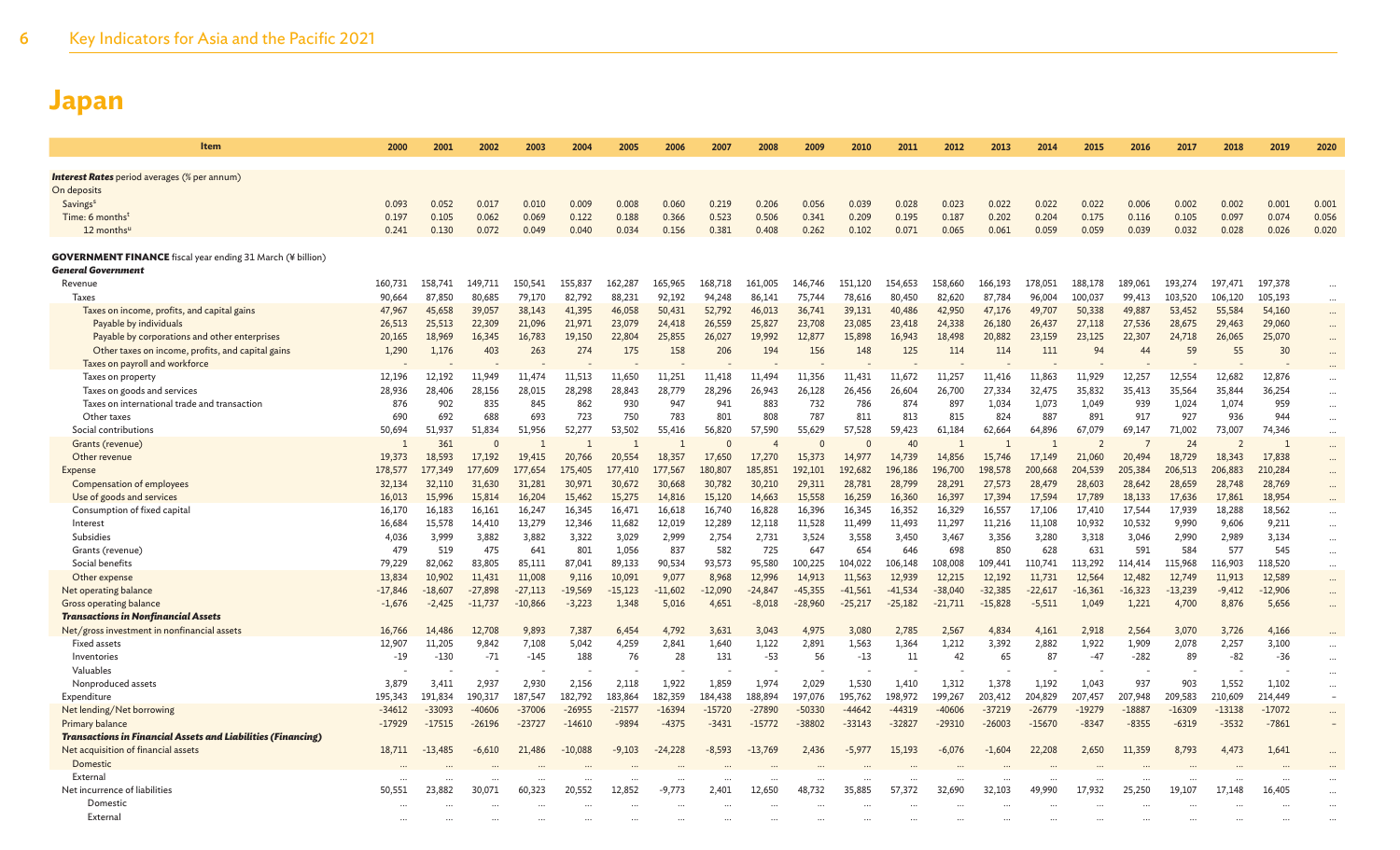# Japan

| Item | 2000 | 2001 | 2002 | 2003 | 2004 | 2005 | 2006 | 2007 | 2008 | 2009 | 2010 | 2011 | 2012 | 2013 | 2014 | 2015 | 2016 | 2017 | 2018 | 2019 | 2020 |
|---|---|---|---|---|---|---|---|---|---|---|---|---|---|---|---|---|---|---|---|---|---|
| ***Interest Rates*** period averages (% per annum) | | | | | | | | | | | | | | | | | | | | | |
| On deposits | | | | | | | | | | | | | | | | | | | | | |
| Savings[s] | 0.093 | 0.052 | 0.017 | 0.010 | 0.009 | 0.008 | 0.060 | 0.219 | 0.206 | 0.056 | 0.039 | 0.028 | 0.023 | 0.022 | 0.022 | 0.022 | 0.006 | 0.002 | 0.002 | 0.001 | 0.001 |
| Time: 6 months[t] | 0.197 | 0.105 | 0.062 | 0.069 | 0.122 | 0.188 | 0.366 | 0.523 | 0.506 | 0.341 | 0.209 | 0.195 | 0.187 | 0.202 | 0.204 | 0.175 | 0.116 | 0.105 | 0.097 | 0.074 | 0.056 |
| 12 months[u] | 0.241 | 0.130 | 0.072 | 0.049 | 0.040 | 0.034 | 0.156 | 0.381 | 0.408 | 0.262 | 0.102 | 0.071 | 0.065 | 0.061 | 0.059 | 0.059 | 0.039 | 0.032 | 0.028 | 0.026 | 0.020 |
| **GOVERNMENT FINANCE** fiscal year ending 31 March (¥ billion) | | | | | | | | | | | | | | | | | | | | | |
| ***General Government*** | | | | | | | | | | | | | | | | | | | | | |
| Revenue | 160,731 | 158,741 | 149,711 | 150,541 | 155,837 | 162,287 | 165,965 | 168,718 | 161,005 | 146,746 | 151,120 | 154,653 | 158,660 | 166,193 | 178,051 | 188,178 | 189,061 | 193,274 | 197,471 | 197,378 | ... |
| Taxes | 90,664 | 87,850 | 80,685 | 79,170 | 82,792 | 88,231 | 92,192 | 94,248 | 86,141 | 75,744 | 78,616 | 80,450 | 82,620 | 87,784 | 96,004 | 100,037 | 99,413 | 103,520 | 106,120 | 105,193 | ... |
| Taxes on income, profits, and capital gains | 47,967 | 45,658 | 39,057 | 38,143 | 41,395 | 46,058 | 50,431 | 52,792 | 46,013 | 36,741 | 39,131 | 40,486 | 42,950 | 47,176 | 49,707 | 50,338 | 49,887 | 53,452 | 55,584 | 54,160 | ... |
| Payable by individuals | 26,513 | 25,513 | 22,309 | 21,096 | 21,971 | 23,079 | 24,418 | 26,559 | 25,827 | 23,708 | 23,085 | 23,418 | 24,338 | 26,180 | 26,437 | 27,118 | 27,536 | 28,675 | 29,463 | 29,060 | ... |
| Payable by corporations and other enterprises | 20,165 | 18,969 | 16,345 | 16,783 | 19,150 | 22,804 | 25,855 | 26,027 | 19,992 | 12,877 | 15,898 | 16,943 | 18,498 | 20,882 | 23,159 | 23,125 | 22,307 | 24,718 | 26,065 | 25,070 | ... |
| Other taxes on income, profits, and capital gains | 1,290 | 1,176 | 403 | 263 | 274 | 175 | 158 | 206 | 194 | 156 | 148 | 125 | 114 | 114 | 111 | 94 | 44 | 59 | 55 | 30 | ... |
| Taxes on payroll and workforce | - | - | - | - | - | - | - | - | - | - | - | - | - | - | - | - | - | - | - | - | ... |
| Taxes on property | 12,196 | 12,192 | 11,949 | 11,474 | 11,513 | 11,650 | 11,251 | 11,418 | 11,494 | 11,356 | 11,431 | 11,672 | 11,257 | 11,416 | 11,863 | 11,929 | 12,257 | 12,554 | 12,682 | 12,876 | ... |
| Taxes on goods and services | 28,936 | 28,406 | 28,156 | 28,015 | 28,298 | 28,843 | 28,779 | 28,296 | 26,943 | 26,128 | 26,456 | 26,604 | 26,700 | 27,334 | 32,475 | 35,832 | 35,413 | 35,564 | 35,844 | 36,254 | ... |
| Taxes on international trade and transaction | 876 | 902 | 835 | 845 | 862 | 930 | 947 | 941 | 883 | 732 | 786 | 874 | 897 | 1,034 | 1,073 | 1,049 | 939 | 1,024 | 1,074 | 959 | ... |
| Other taxes | 690 | 692 | 688 | 693 | 723 | 750 | 783 | 801 | 808 | 787 | 811 | 813 | 815 | 824 | 887 | 891 | 917 | 927 | 936 | 944 | ... |
| Social contributions | 50,694 | 51,937 | 51,834 | 51,956 | 52,277 | 53,502 | 55,416 | 56,820 | 57,590 | 55,629 | 57,528 | 59,423 | 61,184 | 62,664 | 64,896 | 67,079 | 69,147 | 71,002 | 73,007 | 74,346 | ... |
| Grants (revenue) | 1 | 361 | 0 | 1 | 1 | 1 | 1 | 0 | 4 | 0 | 0 | 40 | 1 | 1 | 1 | 2 | 7 | 24 | 2 | 1 | ... |
| Other revenue | 19,373 | 18,593 | 17,192 | 19,415 | 20,766 | 20,554 | 18,357 | 17,650 | 17,270 | 15,373 | 14,977 | 14,739 | 14,856 | 15,746 | 17,149 | 21,060 | 20,494 | 18,729 | 18,343 | 17,838 | ... |
| Expense | 178,577 | 177,349 | 177,609 | 177,654 | 175,405 | 177,410 | 177,567 | 180,807 | 185,851 | 192,101 | 192,682 | 196,186 | 196,700 | 198,578 | 200,668 | 204,539 | 205,384 | 206,513 | 206,883 | 210,284 | ... |
| Compensation of employees | 32,134 | 32,110 | 31,630 | 31,281 | 30,971 | 30,672 | 30,668 | 30,782 | 30,210 | 29,311 | 28,781 | 28,799 | 28,291 | 27,573 | 28,479 | 28,603 | 28,642 | 28,659 | 28,748 | 28,769 | ... |
| Use of goods and services | 16,013 | 15,996 | 15,814 | 16,204 | 15,462 | 15,275 | 14,816 | 15,120 | 14,663 | 15,558 | 16,259 | 16,360 | 16,397 | 17,394 | 17,594 | 17,789 | 18,133 | 17,636 | 17,861 | 18,954 | ... |
| Consumption of fixed capital | 16,170 | 16,183 | 16,161 | 16,247 | 16,345 | 16,471 | 16,618 | 16,740 | 16,828 | 16,396 | 16,345 | 16,352 | 16,329 | 16,557 | 17,106 | 17,410 | 17,544 | 17,939 | 18,288 | 18,562 | ... |
| Interest | 16,684 | 15,578 | 14,410 | 13,279 | 12,346 | 11,682 | 12,019 | 12,289 | 12,118 | 11,528 | 11,499 | 11,493 | 11,297 | 11,216 | 11,108 | 10,932 | 10,532 | 9,990 | 9,606 | 9,211 | ... |
| Subsidies | 4,036 | 3,999 | 3,882 | 3,882 | 3,322 | 3,029 | 2,999 | 2,754 | 2,731 | 3,524 | 3,558 | 3,450 | 3,467 | 3,356 | 3,280 | 3,318 | 3,046 | 2,990 | 2,989 | 3,134 | ... |
| Grants (revenue) | 479 | 519 | 475 | 641 | 801 | 1,056 | 837 | 582 | 725 | 647 | 654 | 646 | 698 | 850 | 628 | 631 | 591 | 584 | 577 | 545 | ... |
| Social benefits | 79,229 | 82,062 | 83,805 | 85,111 | 87,041 | 89,133 | 90,534 | 93,573 | 95,580 | 100,225 | 104,022 | 106,148 | 108,008 | 109,441 | 110,741 | 113,292 | 114,414 | 115,968 | 116,903 | 118,520 | ... |
| Other expense | 13,834 | 10,902 | 11,431 | 11,008 | 9,116 | 10,091 | 9,077 | 8,968 | 12,996 | 14,913 | 11,563 | 12,939 | 12,215 | 12,192 | 11,731 | 12,564 | 12,482 | 12,749 | 11,913 | 12,589 | ... |
| Net operating balance | -17,846 | -18,607 | -27,898 | -27,113 | -19,569 | -15,123 | -11,602 | -12,090 | -24,847 | -45,355 | -41,561 | -41,534 | -38,040 | -32,385 | -22,617 | -16,361 | -16,323 | -13,239 | -9,412 | -12,906 | ... |
| Gross operating balance | -1,676 | -2,425 | -11,737 | -10,866 | -3,223 | 1,348 | 5,016 | 4,651 | -8,018 | -28,960 | -25,217 | -25,182 | -21,711 | -15,828 | -5,511 | 1,049 | 1,221 | 4,700 | 8,876 | 5,656 | ... |
| ***Transactions in Nonfinancial Assets*** | | | | | | | | | | | | | | | | | | | | | |
| Net/gross investment in nonfinancial assets | 16,766 | 14,486 | 12,708 | 9,893 | 7,387 | 6,454 | 4,792 | 3,631 | 3,043 | 4,975 | 3,080 | 2,785 | 2,567 | 4,834 | 4,161 | 2,918 | 2,564 | 3,070 | 3,726 | 4,166 | ... |
| Fixed assets | 12,907 | 11,205 | 9,842 | 7,108 | 5,042 | 4,259 | 2,841 | 1,640 | 1,122 | 2,891 | 1,563 | 1,364 | 1,212 | 3,392 | 2,882 | 1,922 | 1,909 | 2,078 | 2,257 | 3,100 | ... |
| Inventories | -19 | -130 | -71 | -145 | 188 | 76 | 28 | 131 | -53 | 56 | -13 | 11 | 42 | 65 | 87 | -47 | -282 | 89 | -82 | -36 | ... |
| Valuables | - | - | - | - | - | - | - | - | - | - | - | - | - | - | - | - | - | - | - | - | ... |
| Nonproduced assets | 3,879 | 3,411 | 2,937 | 2,930 | 2,156 | 2,118 | 1,922 | 1,859 | 1,974 | 2,029 | 1,530 | 1,410 | 1,312 | 1,378 | 1,192 | 1,043 | 937 | 903 | 1,552 | 1,102 | ... |
| Expenditure | 195,343 | 191,834 | 190,317 | 187,547 | 182,792 | 183,864 | 182,359 | 184,438 | 188,894 | 197,076 | 195,762 | 198,972 | 199,267 | 203,412 | 204,829 | 207,457 | 207,948 | 209,583 | 210,609 | 214,449 | - |
| Net lending/Net borrowing | -34612 | -33093 | -40606 | -37006 | -26955 | -21577 | -16394 | -15720 | -27890 | -50330 | -44642 | -44319 | -40606 | -37219 | -26779 | -19279 | -18887 | -16309 | -13138 | -17072 | ... |
| Primary balance | -17929 | -17515 | -26196 | -23727 | -14610 | -9894 | -4375 | -3431 | -15772 | -38802 | -33143 | -32827 | -29310 | -26003 | -15670 | -8347 | -8355 | -6319 | -3532 | -7861 | - |
| ***Transactions in Financial Assets and Liabilities (Financing)*** | | | | | | | | | | | | | | | | | | | | | |
| Net acquisition of financial assets | 18,711 | -13,485 | -6,610 | 21,486 | -10,088 | -9,103 | -24,228 | -8,593 | -13,769 | 2,436 | -5,977 | 15,193 | -6,076 | -1,604 | 22,208 | 2,650 | 11,359 | 8,793 | 4,473 | 1,641 | ... |
| Domestic | ... | ... | ... | ... | ... | ... | ... | ... | ... | ... | ... | ... | ... | ... | ... | ... | ... | ... | ... | ... | ... |
| External | ... | ... | ... | ... | ... | ... | ... | ... | ... | ... | ... | ... | ... | ... | ... | ... | ... | ... | ... | ... | ... |
| Net incurrence of liabilities | 50,551 | 23,882 | 30,071 | 60,323 | 20,552 | 12,852 | -9,773 | 2,401 | 12,650 | 48,732 | 35,885 | 57,372 | 32,690 | 32,103 | 49,990 | 17,932 | 25,250 | 19,107 | 17,148 | 16,405 | ... |
| Domestic | ... | ... | ... | ... | ... | ... | ... | ... | ... | ... | ... | ... | ... | ... | ... | ... | ... | ... | ... | ... | ... |
| External | ... | ... | ... | ... | ... | ... | ... | ... | ... | ... | ... | ... | ... | ... | ... | ... | ... | ... | ... | ... | ... |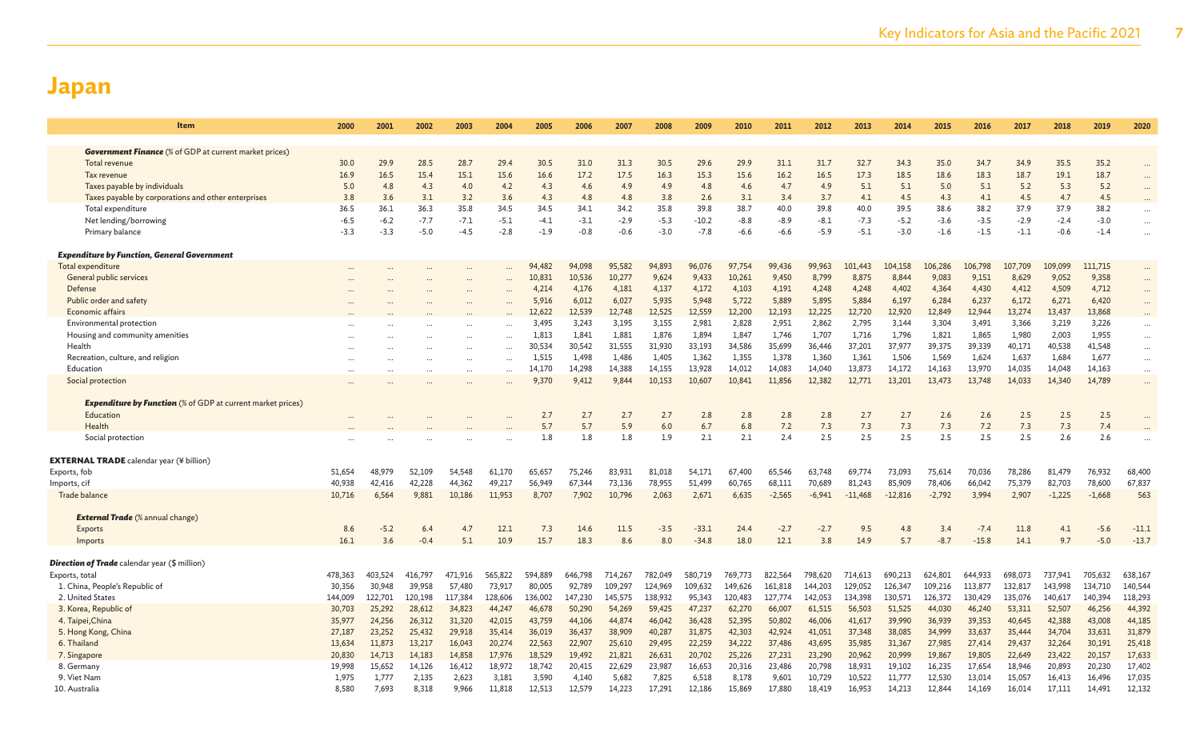# Japan

| Item | 2000 | 2001 | 2002 | 2003 | 2004 | 2005 | 2006 | 2007 | 2008 | 2009 | 2010 | 2011 | 2012 | 2013 | 2014 | 2015 | 2016 | 2017 | 2018 | 2019 | 2020 |
|---|---|---|---|---|---|---|---|---|---|---|---|---|---|---|---|---|---|---|---|---|---|
| ***Government Finance*** *(% of GDP at current market prices)* | | | | | | | | | | | | | | | | | | | | | |
| Total revenue | 30.0 | 29.9 | 28.5 | 28.7 | 29.4 | 30.5 | 31.0 | 31.3 | 30.5 | 29.6 | 29.9 | 31.1 | 31.7 | 32.7 | 34.3 | 35.0 | 34.7 | 34.9 | 35.5 | 35.2 | ... |
| Tax revenue | 16.9 | 16.5 | 15.4 | 15.1 | 15.6 | 16.6 | 17.2 | 17.5 | 16.3 | 15.3 | 15.6 | 16.2 | 16.5 | 17.3 | 18.5 | 18.6 | 18.3 | 18.7 | 19.1 | 18.7 | ... |
| Taxes payable by individuals | 5.0 | 4.8 | 4.3 | 4.0 | 4.2 | 4.3 | 4.6 | 4.9 | 4.9 | 4.8 | 4.6 | 4.7 | 4.9 | 5.1 | 5.1 | 5.0 | 5.1 | 5.2 | 5.3 | 5.2 | ... |
| Taxes payable by corporations and other enterprises | 3.8 | 3.6 | 3.1 | 3.2 | 3.6 | 4.3 | 4.8 | 4.8 | 3.8 | 2.6 | 3.1 | 3.4 | 3.7 | 4.1 | 4.5 | 4.3 | 4.1 | 4.5 | 4.7 | 4.5 | ... |
| Total expenditure | 36.5 | 36.1 | 36.3 | 35.8 | 34.5 | 34.5 | 34.1 | 34.2 | 35.8 | 39.8 | 38.7 | 40.0 | 39.8 | 40.0 | 39.5 | 38.6 | 38.2 | 37.9 | 37.9 | 38.2 | ... |
| Net lending/borrowing | -6.5 | -6.2 | -7.7 | -7.1 | -5.1 | -4.1 | -3.1 | -2.9 | -5.3 | -10.2 | -8.8 | -8.9 | -8.1 | -7.3 | -5.2 | -3.6 | -3.5 | -2.9 | -2.4 | -3.0 | ... |
| Primary balance | -3.3 | -3.3 | -5.0 | -4.5 | -2.8 | -1.9 | -0.8 | -0.6 | -3.0 | -7.8 | -6.6 | -6.6 | -5.9 | -5.1 | -3.0 | -1.6 | -1.5 | -1.1 | -0.6 | -1.4 | ... |
| ***Expenditure by Function, General Government*** | | | | | | | | | | | | | | | | | | | | | |
| Total expenditure | ... | ... | ... | ... | ... | 94,482 | 94,098 | 95,582 | 94,893 | 96,076 | 97,754 | 99,436 | 99,963 | 101,443 | 104,158 | 106,286 | 106,798 | 107,709 | 109,099 | 111,715 | ... |
| General public services | ... | ... | ... | ... | ... | 10,831 | 10,536 | 10,277 | 9,624 | 9,433 | 10,261 | 9,450 | 8,799 | 8,875 | 8,844 | 9,083 | 9,151 | 8,629 | 9,052 | 9,358 | ... |
| Defense | ... | ... | ... | ... | ... | 4,214 | 4,176 | 4,181 | 4,137 | 4,172 | 4,103 | 4,191 | 4,248 | 4,248 | 4,402 | 4,364 | 4,430 | 4,412 | 4,509 | 4,712 | ... |
| Public order and safety | ... | ... | ... | ... | ... | 5,916 | 6,012 | 6,027 | 5,935 | 5,948 | 5,722 | 5,889 | 5,895 | 5,884 | 6,197 | 6,284 | 6,237 | 6,172 | 6,271 | 6,420 | ... |
| Economic affairs | ... | ... | ... | ... | ... | 12,622 | 12,539 | 12,748 | 12,525 | 12,559 | 12,200 | 12,193 | 12,225 | 12,720 | 12,920 | 12,849 | 12,944 | 13,274 | 13,437 | 13,868 | ... |
| Environmental protection | ... | ... | ... | ... | ... | 3,495 | 3,243 | 3,195 | 3,155 | 2,981 | 2,828 | 2,951 | 2,862 | 2,795 | 3,144 | 3,304 | 3,491 | 3,366 | 3,219 | 3,226 | ... |
| Housing and community amenities | ... | ... | ... | ... | ... | 1,813 | 1,841 | 1,881 | 1,876 | 1,894 | 1,847 | 1,746 | 1,707 | 1,716 | 1,796 | 1,821 | 1,865 | 1,980 | 2,003 | 1,955 | ... |
| Health | ... | ... | ... | ... | ... | 30,534 | 30,542 | 31,555 | 31,930 | 33,193 | 34,586 | 35,699 | 36,446 | 37,201 | 37,977 | 39,375 | 39,339 | 40,171 | 40,538 | 41,548 | ... |
| Recreation, culture, and religion | ... | ... | ... | ... | ... | 1,515 | 1,498 | 1,486 | 1,405 | 1,362 | 1,355 | 1,378 | 1,360 | 1,361 | 1,506 | 1,569 | 1,624 | 1,637 | 1,684 | 1,677 | ... |
| Education | ... | ... | ... | ... | ... | 14,170 | 14,298 | 14,388 | 14,155 | 13,928 | 14,012 | 14,083 | 14,040 | 13,873 | 14,172 | 14,163 | 13,970 | 14,035 | 14,048 | 14,163 | ... |
| Social protection | ... | ... | ... | ... | ... | 9,370 | 9,412 | 9,844 | 10,153 | 10,607 | 10,841 | 11,856 | 12,382 | 12,771 | 13,201 | 13,473 | 13,748 | 14,033 | 14,340 | 14,789 | ... |
| ***Expenditure by Function*** *(% of GDP at current market prices)* | | | | | | | | | | | | | | | | | | | | | |
| Education | ... | ... | ... | ... | ... | 2.7 | 2.7 | 2.7 | 2.7 | 2.8 | 2.8 | 2.8 | 2.8 | 2.7 | 2.7 | 2.6 | 2.6 | 2.5 | 2.5 | 2.5 | ... |
| Health | ... | ... | ... | ... | ... | 5.7 | 5.7 | 5.9 | 6.0 | 6.7 | 6.8 | 7.2 | 7.3 | 7.3 | 7.3 | 7.3 | 7.2 | 7.3 | 7.3 | 7.4 | ... |
| Social protection | ... | ... | ... | ... | ... | 1.8 | 1.8 | 1.8 | 1.9 | 2.1 | 2.1 | 2.4 | 2.5 | 2.5 | 2.5 | 2.5 | 2.5 | 2.5 | 2.6 | 2.6 | ... |
| **EXTERNAL TRADE** calendar year (¥ billion) | | | | | | | | | | | | | | | | | | | | | |
| Exports, fob | 51,654 | 48,979 | 52,109 | 54,548 | 61,170 | 65,657 | 75,246 | 83,931 | 81,018 | 54,171 | 67,400 | 65,546 | 63,748 | 69,774 | 73,093 | 75,614 | 70,036 | 78,286 | 81,479 | 76,932 | 68,400 |
| Imports, cif | 40,938 | 42,416 | 42,228 | 44,362 | 49,217 | 56,949 | 67,344 | 73,136 | 78,955 | 51,499 | 60,765 | 68,111 | 70,689 | 81,243 | 85,909 | 78,406 | 66,042 | 75,379 | 82,703 | 78,600 | 67,837 |
| Trade balance | 10,716 | 6,564 | 9,881 | 10,186 | 11,953 | 8,707 | 7,902 | 10,796 | 2,063 | 2,671 | 6,635 | -2,565 | -6,941 | -11,468 | -12,816 | -2,792 | 3,994 | 2,907 | -1,225 | -1,668 | 563 |
| ***External Trade*** *(% annual change)* | | | | | | | | | | | | | | | | | | | | | |
| Exports | 8.6 | -5.2 | 6.4 | 4.7 | 12.1 | 7.3 | 14.6 | 11.5 | -3.5 | -33.1 | 24.4 | -2.7 | -2.7 | 9.5 | 4.8 | 3.4 | -7.4 | 11.8 | 4.1 | -5.6 | -11.1 |
| Imports | 16.1 | 3.6 | -0.4 | 5.1 | 10.9 | 15.7 | 18.3 | 8.6 | 8.0 | -34.8 | 18.0 | 12.1 | 3.8 | 14.9 | 5.7 | -8.7 | -15.8 | 14.1 | 9.7 | -5.0 | -13.7 |
| ***Direction of Trade*** calendar year ($ million) | | | | | | | | | | | | | | | | | | | | | |
| Exports, total | 478,363 | 403,524 | 416,797 | 471,916 | 565,822 | 594,889 | 646,798 | 714,267 | 782,049 | 580,719 | 769,773 | 822,564 | 798,620 | 714,613 | 690,213 | 624,801 | 644,933 | 698,073 | 737,941 | 705,632 | 638,167 |
| 1. China, People's Republic of | 30,356 | 30,948 | 39,958 | 57,480 | 73,917 | 80,005 | 92,789 | 109,297 | 124,969 | 109,632 | 149,626 | 161,818 | 144,203 | 129,052 | 126,347 | 109,216 | 113,877 | 132,817 | 143,998 | 134,710 | 140,544 |
| 2. United States | 144,009 | 122,701 | 120,198 | 117,384 | 128,606 | 136,002 | 147,230 | 145,575 | 138,932 | 95,343 | 120,483 | 127,774 | 142,053 | 134,398 | 130,571 | 126,372 | 130,429 | 135,076 | 140,617 | 140,394 | 118,293 |
| 3. Korea, Republic of | 30,703 | 25,292 | 28,612 | 34,823 | 44,247 | 46,678 | 50,290 | 54,269 | 59,425 | 47,237 | 62,270 | 66,007 | 61,515 | 56,503 | 51,525 | 44,030 | 46,240 | 53,311 | 52,507 | 46,256 | 44,392 |
| 4. Taipei,China | 35,977 | 24,256 | 26,312 | 31,320 | 42,015 | 43,759 | 44,106 | 44,874 | 46,042 | 36,428 | 52,395 | 50,802 | 46,006 | 41,617 | 39,990 | 36,939 | 39,353 | 40,645 | 42,388 | 43,008 | 44,185 |
| 5. Hong Kong, China | 27,187 | 23,252 | 25,432 | 29,918 | 35,414 | 36,019 | 36,437 | 38,909 | 40,287 | 31,875 | 42,303 | 42,924 | 41,051 | 37,348 | 38,085 | 34,999 | 33,637 | 35,444 | 34,704 | 33,631 | 31,879 |
| 6. Thailand | 13,634 | 11,873 | 13,217 | 16,043 | 20,274 | 22,563 | 22,907 | 25,610 | 29,495 | 22,259 | 34,222 | 37,486 | 43,695 | 35,985 | 31,367 | 27,985 | 27,414 | 29,437 | 32,264 | 30,191 | 25,418 |
| 7. Singapore | 20,830 | 14,713 | 14,183 | 14,858 | 17,976 | 18,529 | 19,492 | 21,821 | 26,631 | 20,702 | 25,226 | 27,231 | 23,290 | 20,962 | 20,999 | 19,867 | 19,805 | 22,649 | 23,422 | 20,157 | 17,633 |
| 8. Germany | 19,998 | 15,652 | 14,126 | 16,412 | 18,972 | 18,742 | 20,415 | 22,629 | 23,987 | 16,653 | 20,316 | 23,486 | 20,798 | 18,931 | 19,102 | 16,235 | 17,654 | 18,946 | 20,893 | 20,230 | 17,402 |
| 9. Viet Nam | 1,975 | 1,777 | 2,135 | 2,623 | 3,181 | 3,590 | 4,140 | 5,682 | 7,825 | 6,518 | 8,178 | 9,601 | 10,729 | 10,522 | 11,777 | 12,530 | 13,014 | 15,057 | 16,413 | 16,496 | 17,035 |
| 10. Australia | 8,580 | 7,693 | 8,318 | 9,966 | 11,818 | 12,513 | 12,579 | 14,223 | 17,291 | 12,186 | 15,869 | 17,880 | 18,419 | 16,953 | 14,213 | 12,844 | 14,169 | 16,014 | 17,111 | 14,491 | 12,132 |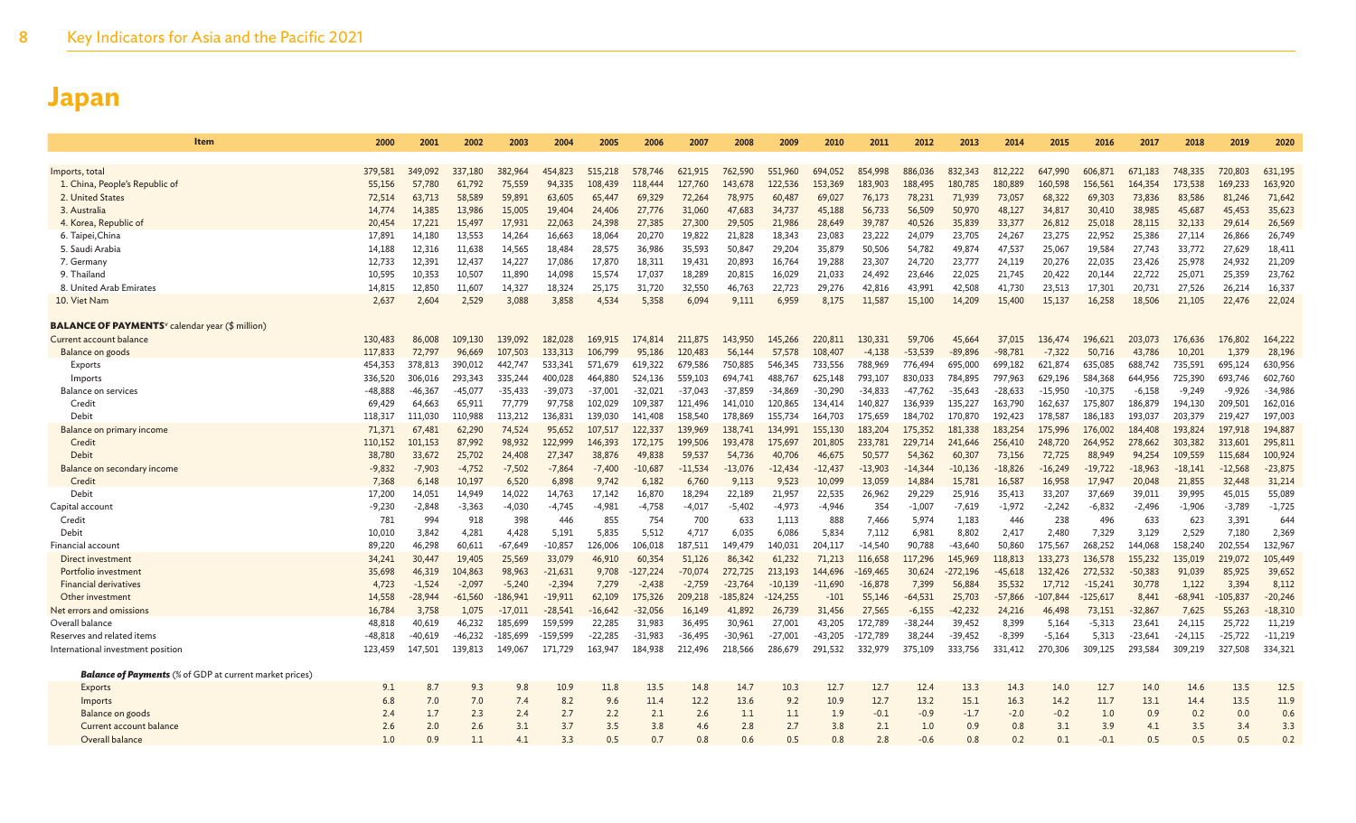# Japan

| Item | 2000 | 2001 | 2002 | 2003 | 2004 | 2005 | 2006 | 2007 | 2008 | 2009 | 2010 | 2011 | 2012 | 2013 | 2014 | 2015 | 2016 | 2017 | 2018 | 2019 | 2020 |
|---|---|---|---|---|---|---|---|---|---|---|---|---|---|---|---|---|---|---|---|---|---|
| Imports, total | 379,581 | 349,092 | 337,180 | 382,964 | 454,823 | 515,218 | 578,746 | 621,915 | 762,590 | 551,960 | 694,052 | 854,998 | 886,036 | 832,343 | 812,222 | 647,990 | 606,871 | 671,183 | 748,335 | 720,803 | 631,195 |
| 1. China, People's Republic of | 55,156 | 57,780 | 61,792 | 75,559 | 94,335 | 108,439 | 118,444 | 127,760 | 143,678 | 122,536 | 153,369 | 183,903 | 188,495 | 180,785 | 180,889 | 160,598 | 156,561 | 164,354 | 173,538 | 169,233 | 163,920 |
| 2. United States | 72,514 | 63,713 | 58,589 | 59,891 | 63,605 | 65,447 | 69,329 | 72,264 | 78,975 | 60,487 | 69,027 | 76,173 | 78,231 | 71,939 | 73,057 | 68,322 | 69,303 | 73,836 | 83,586 | 81,246 | 71,642 |
| 3. Australia | 14,774 | 14,385 | 13,986 | 15,005 | 19,404 | 24,406 | 27,776 | 31,060 | 47,683 | 34,737 | 45,188 | 56,733 | 56,509 | 50,970 | 48,127 | 34,817 | 30,410 | 38,985 | 45,687 | 45,453 | 35,623 |
| 4. Korea, Republic of | 20,454 | 17,221 | 15,497 | 17,931 | 22,063 | 24,398 | 27,385 | 27,300 | 29,505 | 21,986 | 28,649 | 39,787 | 40,526 | 35,839 | 33,377 | 26,812 | 25,018 | 28,115 | 32,133 | 29,614 | 26,569 |
| 6. Taipei,China | 17,891 | 14,180 | 13,553 | 14,264 | 16,663 | 18,064 | 20,270 | 19,822 | 21,828 | 18,343 | 23,083 | 23,222 | 24,079 | 23,705 | 24,267 | 23,275 | 22,952 | 25,386 | 27,114 | 26,866 | 26,749 |
| 5. Saudi Arabia | 14,188 | 12,316 | 11,638 | 14,565 | 18,484 | 28,575 | 36,986 | 35,593 | 50,847 | 29,204 | 35,879 | 50,506 | 54,782 | 49,874 | 47,537 | 25,067 | 19,584 | 27,743 | 33,772 | 27,629 | 18,411 |
| 7. Germany | 12,733 | 12,391 | 12,437 | 14,227 | 17,086 | 17,870 | 18,311 | 19,431 | 20,893 | 16,764 | 19,288 | 23,307 | 24,720 | 23,777 | 24,119 | 20,276 | 22,035 | 23,426 | 25,978 | 24,932 | 21,209 |
| 9. Thailand | 10,595 | 10,353 | 10,507 | 11,890 | 14,098 | 15,574 | 17,037 | 18,289 | 20,815 | 16,029 | 21,033 | 24,492 | 23,646 | 22,025 | 21,745 | 20,422 | 20,144 | 22,722 | 25,071 | 25,359 | 23,762 |
| 8. United Arab Emirates | 14,815 | 12,850 | 11,607 | 14,327 | 18,324 | 25,175 | 31,720 | 32,550 | 46,763 | 22,723 | 29,276 | 42,816 | 43,991 | 42,508 | 41,730 | 23,513 | 17,301 | 20,731 | 27,526 | 26,214 | 16,337 |
| 10. Viet Nam | 2,637 | 2,604 | 2,529 | 3,088 | 3,858 | 4,534 | 5,358 | 6,094 | 9,111 | 6,959 | 8,175 | 11,587 | 15,100 | 14,209 | 15,400 | 15,137 | 16,258 | 18,506 | 21,105 | 22,476 | 22,024 |
| **BALANCE OF PAYMENTS**[v] calendar year ($ million) | | | | | | | | | | | | | | | | | | | | | |
| Current account balance | 130,483 | 86,008 | 109,130 | 139,092 | 182,028 | 169,915 | 174,814 | 211,875 | 143,950 | 145,266 | 220,811 | 130,331 | 59,706 | 45,664 | 37,015 | 136,474 | 196,621 | 203,073 | 176,636 | 176,802 | 164,222 |
| Balance on goods | 117,833 | 72,797 | 96,669 | 107,503 | 133,313 | 106,799 | 95,186 | 120,483 | 56,144 | 57,578 | 108,407 | -4,138 | -53,539 | -89,896 | -98,781 | -7,322 | 50,716 | 43,786 | 10,201 | 1,379 | 28,196 |
| Exports | 454,353 | 378,813 | 390,012 | 442,747 | 533,341 | 571,679 | 619,322 | 679,586 | 750,885 | 546,345 | 733,556 | 788,969 | 776,494 | 695,000 | 699,182 | 621,874 | 635,085 | 688,742 | 735,591 | 695,124 | 630,956 |
| Imports | 336,520 | 306,016 | 293,343 | 335,244 | 400,028 | 464,880 | 524,136 | 559,103 | 694,741 | 488,767 | 625,148 | 793,107 | 830,033 | 784,895 | 797,963 | 629,196 | 584,368 | 644,956 | 725,390 | 693,746 | 602,760 |
| Balance on services | -48,888 | -46,367 | -45,077 | -35,433 | -39,073 | -37,001 | -32,021 | -37,043 | -37,859 | -34,869 | -30,290 | -34,833 | -47,762 | -35,643 | -28,633 | -15,950 | -10,375 | -6,158 | -9,249 | -9,926 | -34,986 |
| Credit | 69,429 | 64,663 | 65,911 | 77,779 | 97,758 | 102,029 | 109,387 | 121,496 | 141,010 | 120,865 | 134,414 | 140,827 | 136,939 | 135,227 | 163,790 | 162,637 | 175,807 | 186,879 | 194,130 | 209,501 | 162,016 |
| Debit | 118,317 | 111,030 | 110,988 | 113,212 | 136,831 | 139,030 | 141,408 | 158,540 | 178,869 | 155,734 | 164,703 | 175,659 | 184,702 | 170,870 | 192,423 | 178,587 | 186,183 | 193,037 | 203,379 | 219,427 | 197,003 |
| Balance on primary income | 71,371 | 67,481 | 62,290 | 74,524 | 95,652 | 107,517 | 122,337 | 139,969 | 138,741 | 134,991 | 155,130 | 183,204 | 175,352 | 181,338 | 183,254 | 175,996 | 176,002 | 184,408 | 193,824 | 197,918 | 194,887 |
| Credit | 110,152 | 101,153 | 87,992 | 98,932 | 122,999 | 146,393 | 172,175 | 199,506 | 193,478 | 175,697 | 201,805 | 233,781 | 229,714 | 241,646 | 256,410 | 248,720 | 264,952 | 278,662 | 303,382 | 313,601 | 295,811 |
| Debit | 38,780 | 33,672 | 25,702 | 24,408 | 27,347 | 38,876 | 49,838 | 59,537 | 54,736 | 40,706 | 46,675 | 50,577 | 54,362 | 60,307 | 73,156 | 72,725 | 88,949 | 94,254 | 109,559 | 115,684 | 100,924 |
| Balance on secondary income | -9,832 | -7,903 | -4,752 | -7,502 | -7,864 | -7,400 | -10,687 | -11,534 | -13,076 | -12,434 | -12,437 | -13,903 | -14,344 | -10,136 | -18,826 | -16,249 | -19,722 | -18,963 | -18,141 | -12,568 | -23,875 |
| Credit | 7,368 | 6,148 | 10,197 | 6,520 | 6,898 | 9,742 | 6,182 | 6,760 | 9,113 | 9,523 | 10,099 | 13,059 | 14,884 | 15,781 | 16,587 | 16,958 | 17,947 | 20,048 | 21,855 | 32,448 | 31,214 |
| Debit | 17,200 | 14,051 | 14,949 | 14,022 | 14,763 | 17,142 | 16,870 | 18,294 | 22,189 | 21,957 | 22,535 | 26,962 | 29,229 | 25,916 | 35,413 | 33,207 | 37,669 | 39,011 | 39,995 | 45,015 | 55,089 |
| Capital account | -9,230 | -2,848 | -3,363 | -4,030 | -4,745 | -4,981 | -4,758 | -4,017 | -5,402 | -4,973 | -4,946 | 354 | -1,007 | -7,619 | -1,972 | -2,242 | -6,832 | -2,496 | -1,906 | -3,789 | -1,725 |
| Credit | 781 | 994 | 918 | 398 | 446 | 855 | 754 | 700 | 633 | 1,113 | 888 | 7,466 | 5,974 | 1,183 | 446 | 238 | 496 | 633 | 623 | 3,391 | 644 |
| Debit | 10,010 | 3,842 | 4,281 | 4,428 | 5,191 | 5,835 | 5,512 | 4,717 | 6,035 | 6,086 | 5,834 | 7,112 | 6,981 | 8,802 | 2,417 | 2,480 | 7,329 | 3,129 | 2,529 | 7,180 | 2,369 |
| Financial account | 89,220 | 46,298 | 60,611 | -67,649 | -10,857 | 126,006 | 106,018 | 187,511 | 149,479 | 140,031 | 204,117 | -14,540 | 90,788 | -43,640 | 50,860 | 175,567 | 268,252 | 144,068 | 158,240 | 202,554 | 132,967 |
| Direct investment | 34,241 | 30,447 | 19,405 | 25,569 | 33,079 | 46,910 | 60,354 | 51,126 | 86,342 | 61,232 | 71,213 | 116,658 | 117,296 | 145,969 | 118,813 | 133,273 | 136,578 | 155,232 | 135,019 | 219,072 | 105,449 |
| Portfolio investment | 35,698 | 46,319 | 104,863 | 98,963 | -21,631 | 9,708 | -127,224 | -70,074 | 272,725 | 213,193 | 144,696 | -169,465 | 30,624 | -272,196 | -45,618 | 132,426 | 272,532 | -50,383 | 91,039 | 85,925 | 39,652 |
| Financial derivatives | 4,723 | -1,524 | -2,097 | -5,240 | -2,394 | 7,279 | -2,438 | -2,759 | -23,764 | -10,139 | -11,690 | -16,878 | 7,399 | 56,884 | 35,532 | 17,712 | -15,241 | 30,778 | 1,122 | 3,394 | 8,112 |
| Other investment | 14,558 | -28,944 | -61,560 | -186,941 | -19,911 | 62,109 | 175,326 | 209,218 | -185,824 | -124,255 | -101 | 55,146 | -64,531 | 25,703 | -57,866 | -107,844 | -125,617 | 8,441 | -68,941 | -105,837 | -20,246 |
| Net errors and omissions | 16,784 | 3,758 | 1,075 | -17,011 | -28,541 | -16,642 | -32,056 | 16,149 | 41,892 | 26,739 | 31,456 | 27,565 | -6,155 | -42,232 | 24,216 | 46,498 | 73,151 | -32,867 | 7,625 | 55,263 | -18,310 |
| Overall balance | 48,818 | 40,619 | 46,232 | 185,699 | 159,599 | 22,285 | 31,983 | 36,495 | 30,961 | 27,001 | 43,205 | 172,789 | -38,244 | 39,452 | 8,399 | 5,164 | -5,313 | 23,641 | 24,115 | 25,722 | 11,219 |
| Reserves and related items | -48,818 | -40,619 | -46,232 | -185,699 | -159,599 | -22,285 | -31,983 | -36,495 | -30,961 | -27,001 | -43,205 | -172,789 | 38,244 | -39,452 | -8,399 | -5,164 | 5,313 | -23,641 | -24,115 | -25,722 | -11,219 |
| International investment position | 123,459 | 147,501 | 139,813 | 149,067 | 171,729 | 163,947 | 184,938 | 212,496 | 218,566 | 286,679 | 291,532 | 332,979 | 375,109 | 333,756 | 331,412 | 270,306 | 309,125 | 293,584 | 309,219 | 327,508 | 334,321 |
| ***Balance of Payments*** (% of GDP at current market prices) | | | | | | | | | | | | | | | | | | | | | |
| Exports | 9.1 | 8.7 | 9.3 | 9.8 | 10.9 | 11.8 | 13.5 | 14.8 | 14.7 | 10.3 | 12.7 | 12.7 | 12.4 | 13.3 | 14.3 | 14.0 | 12.7 | 14.0 | 14.6 | 13.5 | 12.5 |
| Imports | 6.8 | 7.0 | 7.0 | 7.4 | 8.2 | 9.6 | 11.4 | 12.2 | 13.6 | 9.2 | 10.9 | 12.7 | 13.2 | 15.1 | 16.3 | 14.2 | 11.7 | 13.1 | 14.4 | 13.5 | 11.9 |
| Balance on goods | 2.4 | 1.7 | 2.3 | 2.4 | 2.7 | 2.2 | 2.1 | 2.6 | 1.1 | 1.1 | 1.9 | -0.1 | -0.9 | -1.7 | -2.0 | -0.2 | 1.0 | 0.9 | 0.2 | 0.0 | 0.6 |
| Current account balance | 2.6 | 2.0 | 2.6 | 3.1 | 3.7 | 3.5 | 3.8 | 4.6 | 2.8 | 2.7 | 3.8 | 2.1 | 1.0 | 0.9 | 0.8 | 3.1 | 3.9 | 4.1 | 3.5 | 3.4 | 3.3 |
| Overall balance | 1.0 | 0.9 | 1.1 | 4.1 | 3.3 | 0.5 | 0.7 | 0.8 | 0.6 | 0.5 | 0.8 | 2.8 | -0.6 | 0.8 | 0.2 | 0.1 | -0.1 | 0.5 | 0.5 | 0.5 | 0.2 |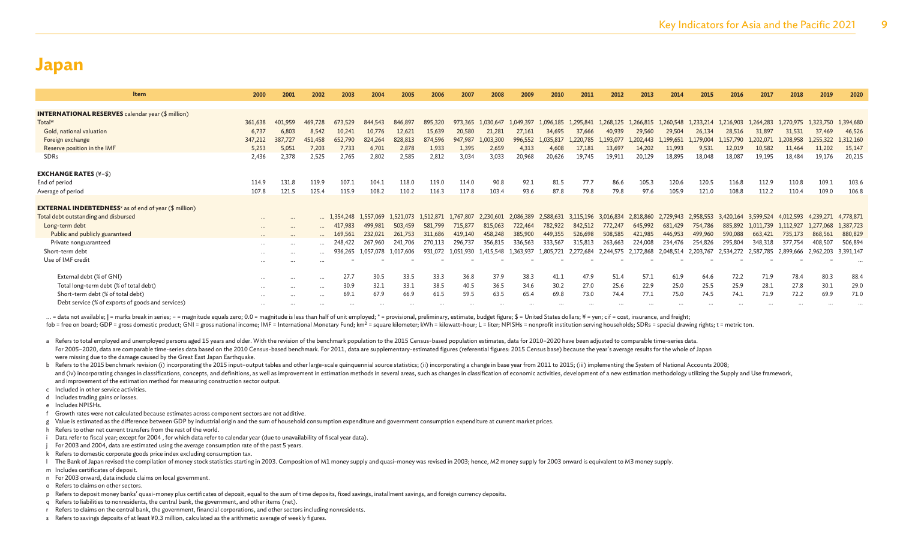# Japan

| Item | 2000 | 2001 | 2002 | 2003 | 2004 | 2005 | 2006 | 2007 | 2008 | 2009 | 2010 | 2011 | 2012 | 2013 | 2014 | 2015 | 2016 | 2017 | 2018 | 2019 | 2020 |
|---|---|---|---|---|---|---|---|---|---|---|---|---|---|---|---|---|---|---|---|---|---|
| **INTERNATIONAL RESERVES** calendar year ($ million) | | | | | | | | | | | | | | | | | | | | | |
| Total[w] | 361,638 | 401,959 | 469,728 | 673,529 | 844,543 | 846,897 | 895,320 | 973,365 | 1,030,647 | 1,049,397 | 1,096,185 | 1,295,841 | 1,268,125 | 1,266,815 | 1,260,548 | 1,233,214 | 1,216,903 | 1,264,283 | 1,270,975 | 1,323,750 | 1,394,680 |
| Gold, national valuation | 6,737 | 6,803 | 8,542 | 10,241 | 10,776 | 12,621 | 15,639 | 20,580 | 21,281 | 27,161 | 34,695 | 37,666 | 40,939 | 29,560 | 29,504 | 26,134 | 28,516 | 31,897 | 31,531 | 37,469 | 46,526 |
| Foreign exchange | 347,212 | 387,727 | 451,458 | 652,790 | 824,264 | 828,813 | 874,596 | 947,987 | 1,003,300 | 996,552 | 1,035,817 | 1,220,785 | 1,193,077 | 1,202,443 | 1,199,651 | 1,179,004 | 1,157,790 | 1,202,071 | 1,208,958 | 1,255,322 | 1,312,160 |
| Reserve position in the IMF | 5,253 | 5,051 | 7,203 | 7,733 | 6,701 | 2,878 | 1,933 | 1,395 | 2,659 | 4,313 | 4,608 | 17,181 | 13,697 | 14,202 | 11,993 | 9,531 | 12,019 | 10,582 | 11,464 | 11,202 | 15,147 |
| SDRs | 2,436 | 2,378 | 2,525 | 2,765 | 2,802 | 2,585 | 2,812 | 3,034 | 3,033 | 20,968 | 20,626 | 19,745 | 19,911 | 20,129 | 18,895 | 18,048 | 18,087 | 19,195 | 18,484 | 19,176 | 20,215 |
| **EXCHANGE RATES** (¥–$) | | | | | | | | | | | | | | | | | | | | | |
| End of period | 114.9 | 131.8 | 119.9 | 107.1 | 104.1 | 118.0 | 119.0 | 114.0 | 90.8 | 92.1 | 81.5 | 77.7 | 86.6 | 105.3 | 120.6 | 120.5 | 116.8 | 112.9 | 110.8 | 109.1 | 103.6 |
| Average of period | 107.8 | 121.5 | 125.4 | 115.9 | 108.2 | 110.2 | 116.3 | 117.8 | 103.4 | 93.6 | 87.8 | 79.8 | 79.8 | 97.6 | 105.9 | 121.0 | 108.8 | 112.2 | 110.4 | 109.0 | 106.8 |
| **EXTERNAL INDEBTEDNESS**[x] as of end of year ($ million) | | | | | | | | | | | | | | | | | | | | | |
| Total debt outstanding and disbursed | ... | ... | ... | 1,354,248 | 1,557,069 | 1,521,073 | 1,512,871 | 1,767,807 | 2,230,601 | 2,086,389 | 2,588,631 | 3,115,196 | 3,016,834 | 2,818,860 | 2,729,943 | 2,958,553 | 3,420,164 | 3,599,524 | 4,012,593 | 4,239,271 | 4,778,871 |
| Long-term debt | ... | ... | ... | 417,983 | 499,981 | 503,459 | 581,799 | 715,877 | 815,063 | 722,464 | 782,922 | 842,512 | 772,247 | 645,992 | 681,429 | 754,786 | 885,892 | 1,011,739 | 1,112,927 | 1,277,068 | 1,387,723 |
| Public and publicly guaranteed | ... | ... | ... | 169,561 | 232,021 | 261,753 | 311,686 | 419,140 | 458,248 | 385,900 | 449,355 | 526,698 | 508,585 | 421,985 | 446,953 | 499,960 | 590,088 | 663,421 | 735,173 | 868,561 | 880,829 |
| Private nonguaranteed | ... | ... | ... | 248,422 | 267,960 | 241,706 | 270,113 | 296,737 | 356,815 | 336,563 | 333,567 | 315,813 | 263,663 | 224,008 | 234,476 | 254,826 | 295,804 | 348,318 | 377,754 | 408,507 | 506,894 |
| Short-term debt | ... | ... | ... | 936,265 | 1,057,078 | 1,017,606 | 931,072 | 1,051,930 | 1,415,548 | 1,363,937 | 1,805,721 | 2,272,684 | 2,244,575 | 2,172,868 | 2,048,514 | 2,203,767 | 2,534,272 | 2,587,785 | 2,899,666 | 2,962,203 | 3,391,147 |
| Use of IMF credit | ... | ... | ... | – | – | – | – | – | – | – | – | – | – | – | – | – | – | – | – | – | ... |
| External debt (% of GNI) | ... | ... | ... | 27.7 | 30.5 | 33.5 | 33.3 | 36.8 | 37.9 | 38.3 | 41.1 | 47.9 | 51.4 | 57.1 | 61.9 | 64.6 | 72.2 | 71.9 | 78.4 | 80.3 | 88.4 |
| Total long-term debt (% of total debt) | ... | ... | ... | 30.9 | 32.1 | 33.1 | 38.5 | 40.5 | 36.5 | 34.6 | 30.2 | 27.0 | 25.6 | 22.9 | 25.0 | 25.5 | 25.9 | 28.1 | 27.8 | 30.1 | 29.0 |
| Short-term debt (% of total debt) | ... | ... | ... | 69.1 | 67.9 | 66.9 | 61.5 | 59.5 | 63.5 | 65.4 | 69.8 | 73.0 | 74.4 | 77.1 | 75.0 | 74.5 | 74.1 | 71.9 | 72.2 | 69.9 | 71.0 |
| Debt service (% of exports of goods and services) | ... | ... | ... | ... | ... | ... | ... | ... | ... | ... | ... | ... | ... | ... | ... | ... | ... | ... | ... | ... | ... |

... = data not available; | = marks break in series; – = magnitude equals zero; 0.0 = magnitude is less than half of unit employed; * = provisional, preliminary, estimate, budget figure; $ = United States dollars; ¥ = yen; cif = cost, insurance, and freight; fob = free on board; GDP = gross domestic product; GNI = gross national income; IMF = International Monetary Fund; km² = square kilometer; kWh = kilowatt-hour; L = liter; NPISHs = nonprofit institution serving households; SDRs = special drawing rights; t = metric ton.

a Refers to total employed and unemployed persons aged 15 years and older. With the revision of the benchmark population to the 2015 Census-based population estimates, data for 2010–2020 have been adjusted to comparable time-series data. For 2005–2020, data are comparable time-series data based on the 2010 Census-based benchmark. For 2011, data are supplementary-estimated figures (referential figures: 2015 Census base) because the year's average results for the whole of Japan were missing due to the damage caused by the Great East Japan Earthquake.

b Refers to the 2015 benchmark revision (i) incorporating the 2015 input–output tables and other large-scale quinquennial source statistics; (ii) incorporating a change in base year from 2011 to 2015; (iii) implementing the System of National Accounts 2008; and (iv) incorporating changes in classifications, concepts, and definitions, as well as improvement in estimation methods in several areas, such as changes in classification of economic activities, development of a new estimation methodology utilizing the Supply and Use framework, and improvement of the estimation method for measuring construction sector output.

c Included in other service activities.

d Includes trading gains or losses.

e Includes NPISHs.

f Growth rates were not calculated because estimates across component sectors are not additive.

g Value is estimated as the difference between GDP by industrial origin and the sum of household consumption expenditure and government consumption expenditure at current market prices.

h Refers to other net current transfers from the rest of the world.

i Data refer to fiscal year; except for 2004 , for which data refer to calendar year (due to unavailability of fiscal year data).

j For 2003 and 2004, data are estimated using the average consumption rate of the past 5 years.

k Refers to domestic corporate goods price index excluding consumption tax.

l The Bank of Japan revised the compilation of money stock statistics starting in 2003. Composition of M1 money supply and quasi-money was revised in 2003; hence, M2 money supply for 2003 onward is equivalent to M3 money supply.

m Includes certificates of deposit.

n For 2003 onward, data include claims on local government.

o Refers to claims on other sectors.

p Refers to deposit money banks' quasi-money plus certificates of deposit, equal to the sum of time deposits, fixed savings, installment savings, and foreign currency deposits.

q Refers to liabilities to nonresidents, the central bank, the government, and other items (net).

r Refers to claims on the central bank, the government, financial corporations, and other sectors including nonresidents.

s Refers to savings deposits of at least ¥0.3 million, calculated as the arithmetic average of weekly figures.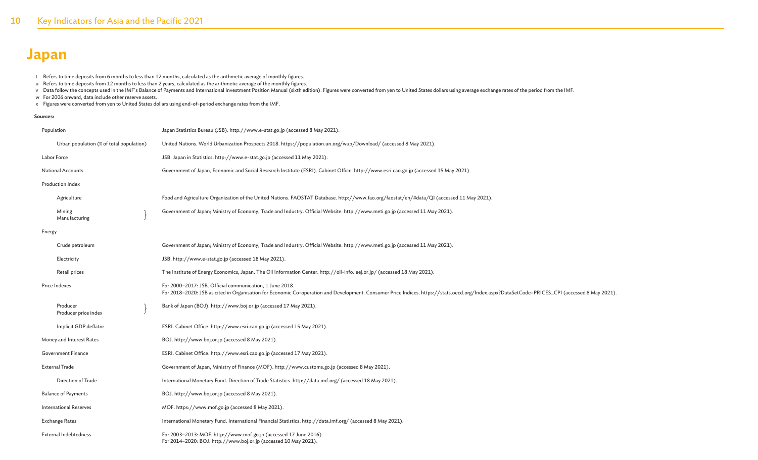# Japan

t Refers to time deposits from 6 months to less than 12 months, calculated as the arithmetic average of monthly figures.
u Refers to time deposits from 12 months to less than 2 years, calculated as the arithmetic average of the monthly figures.
v Data follow the concepts used in the IMF's Balance of Payments and International Investment Position Manual (sixth edition). Figures were converted from yen to United States dollars using average exchange rates of the period from the IMF.
w For 2006 onward, data include other reserve assets.
x Figures were converted from yen to United States dollars using end-of-period exchange rates from the IMF.

**Sources:**

| | |
|---|---|
| Population | Japan Statistics Bureau (JSB). http://www.e-stat.go.jp (accessed 8 May 2021). |
| Urban population (% of total population) | United Nations. World Urbanization Prospects 2018. https://population.un.org/wup/Download/ (accessed 8 May 2021). |
| Labor Force | JSB. Japan in Statistics. http://www.e-stat.go.jp (accessed 11 May 2021). |
| National Accounts | Government of Japan, Economic and Social Research Institute (ESRI). Cabinet Office. http://www.esri.cao.go.jp (accessed 15 May 2021). |
| Production Index | |
| Agriculture | Food and Agriculture Organization of the United Nations. FAOSTAT Database. http://www.fao.org/faostat/en/#data/QI (accessed 11 May 2021). |
| Mining; Manufacturing | Government of Japan; Ministry of Economy, Trade and Industry. Official Website. http://www.meti.go.jp (accessed 11 May 2021). |
| Energy | |
| Crude petroleum | Government of Japan; Ministry of Economy, Trade and Industry. Official Website. http://www.meti.go.jp (accessed 11 May 2021). |
| Electricity | JSB. http://www.e-stat.go.jp (accessed 18 May 2021). |
| Retail prices | The Institute of Energy Economics, Japan. The Oil Information Center. http://oil-info.ieej.or.jp/ (accessed 18 May 2021). |
| Price Indexes | For 2000–2017: JSB. Official communication, 1 June 2018.<br>For 2018–2020: JSB as cited in Organisation for Economic Co-operation and Development. Consumer Price Indices. https://stats.oecd.org/Index.aspx?DataSetCode=PRICES_CPI (accessed 8 May 2021). |
| Producer; Producer price index | Bank of Japan (BOJ). http://www.boj.or.jp (accessed 17 May 2021). |
| Implicit GDP deflator | ESRI. Cabinet Office. http://www.esri.cao.go.jp (accessed 15 May 2021). |
| Money and Interest Rates | BOJ. http://www.boj.or.jp (accessed 8 May 2021). |
| Government Finance | ESRI. Cabinet Office. http://www.esri.cao.go.jp (accessed 17 May 2021). |
| External Trade | Government of Japan, Ministry of Finance (MOF). http://www.customs.go.jp (accessed 8 May 2021). |
| Direction of Trade | International Monetary Fund. Direction of Trade Statistics. http://data.imf.org/ (accessed 18 May 2021). |
| Balance of Payments | BOJ. http://www.boj.or.jp (accessed 8 May 2021). |
| International Reserves | MOF. https://www.mof.go.jp (accessed 8 May 2021). |
| Exchange Rates | International Monetary Fund. International Financial Statistics. http://data.imf.org/ (accessed 8 May 2021). |
| External Indebtedness | For 2003–2013: MOF. http://www.mof.go.jp (accessed 17 June 2016).<br>For 2014–2020: BOJ. http://www.boj.or.jp (accessed 10 May 2021). |